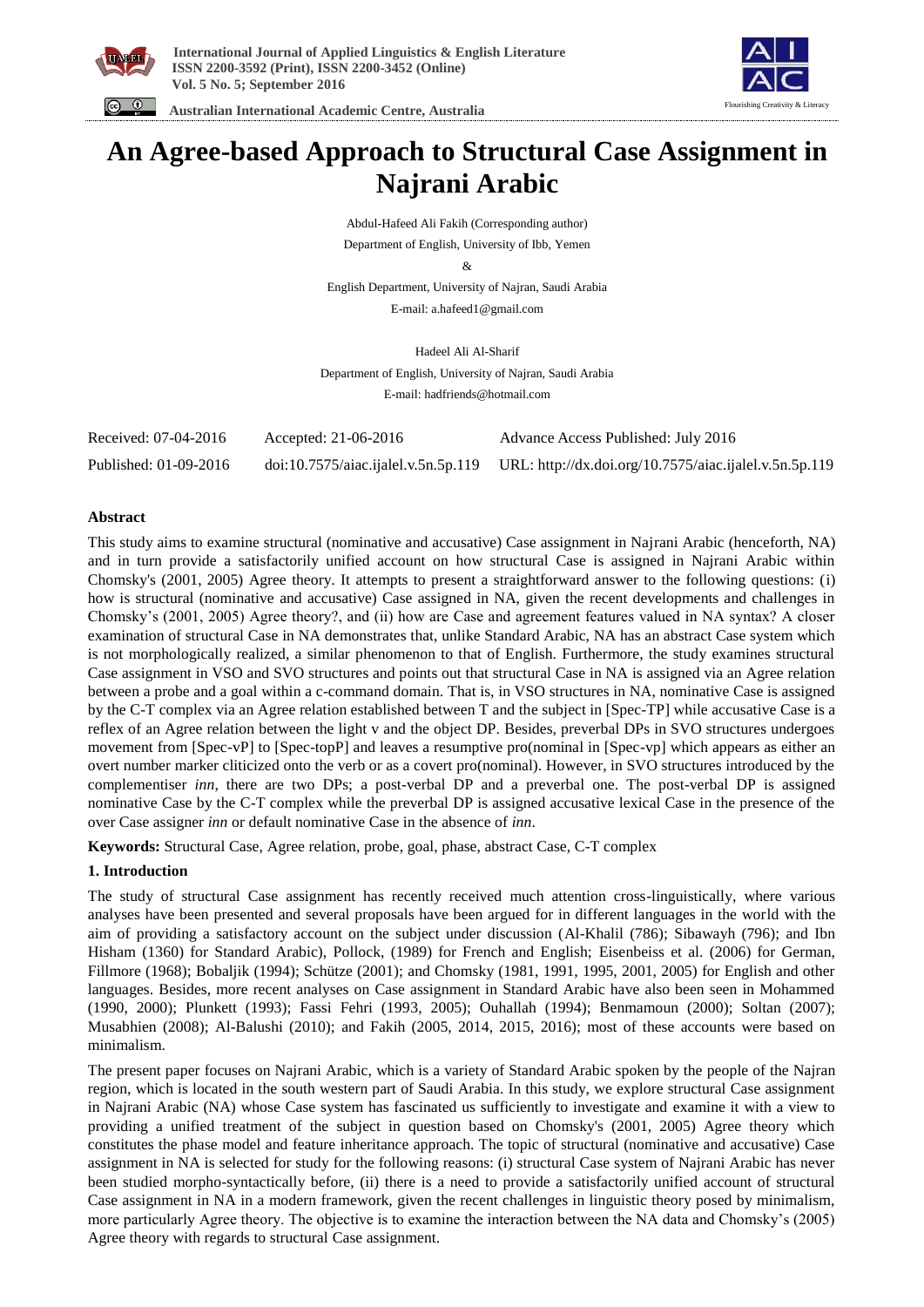# An Agree-based Approach to Structural Case Assignment in Najrani Arabic

Abdul-Hafeed Ali Fakih (Corresponding author)

Department of English, University of Ibb, Yemen

&

English Department, University of Najran, Saudi Arabia

E-mail: a.hafeed1@gmail.com

Hadeel Ali Al-Sharif

Department of English, University of Najran, Saudi Arabia

E-mail: hadfriends@hotmail.com

| Received: 07-04-2016 | Accepted: 21-06-2016 | Advance Access Published: July 2016 |
|---|---|---|
| Published: 01-09-2016 | doi:10.7575/aiac.ijalel.v.5n.5p.119 | URL: http://dx.doi.org/10.7575/aiac.ijalel.v.5n.5p.119 |

## Abstract

This study aims to examine structural (nominative and accusative) Case assignment in Najrani Arabic (henceforth, NA) and in turn provide a satisfactorily unified account on how structural Case is assigned in Najrani Arabic within Chomsky's (2001, 2005) Agree theory. It attempts to present a straightforward answer to the following questions: (i) how is structural (nominative and accusative) Case assigned in NA, given the recent developments and challenges in Chomsky's (2001, 2005) Agree theory?, and (ii) how are Case and agreement features valued in NA syntax? A closer examination of structural Case in NA demonstrates that, unlike Standard Arabic, NA has an abstract Case system which is not morphologically realized, a similar phenomenon to that of English. Furthermore, the study examines structural Case assignment in VSO and SVO structures and points out that structural Case in NA is assigned via an Agree relation between a probe and a goal within a c-command domain. That is, in VSO structures in NA, nominative Case is assigned by the C-T complex via an Agree relation established between T and the subject in [Spec-TP] while accusative Case is a reflex of an Agree relation between the light v and the object DP. Besides, preverbal DPs in SVO structures undergoes movement from [Spec-vP] to [Spec-topP] and leaves a resumptive pro(nominal in [Spec-vp] which appears as either an overt number marker cliticized onto the verb or as a covert pro(nominal). However, in SVO structures introduced by the complementiser *inn*, there are two DPs; a post-verbal DP and a preverbal one. The post-verbal DP is assigned nominative Case by the C-T complex while the preverbal DP is assigned accusative lexical Case in the presence of the over Case assigner *inn* or default nominative Case in the absence of *inn*.

**Keywords:** Structural Case, Agree relation, probe, goal, phase, abstract Case, C-T complex

## 1. Introduction

The study of structural Case assignment has recently received much attention cross-linguistically, where various analyses have been presented and several proposals have been argued for in different languages in the world with the aim of providing a satisfactory account on the subject under discussion (Al-Khalil (786); Sibawayh (796); and Ibn Hisham (1360) for Standard Arabic), Pollock, (1989) for French and English; Eisenbeiss et al. (2006) for German, Fillmore (1968); Bobaljik (1994); Schütze (2001); and Chomsky (1981, 1991, 1995, 2001, 2005) for English and other languages. Besides, more recent analyses on Case assignment in Standard Arabic have also been seen in Mohammed (1990, 2000); Plunkett (1993); Fassi Fehri (1993, 2005); Ouhallah (1994); Benmamoun (2000); Soltan (2007); Musabhien (2008); Al-Balushi (2010); and Fakih (2005, 2014, 2015, 2016); most of these accounts were based on minimalism.

The present paper focuses on Najrani Arabic, which is a variety of Standard Arabic spoken by the people of the Najran region, which is located in the south western part of Saudi Arabia. In this study, we explore structural Case assignment in Najrani Arabic (NA) whose Case system has fascinated us sufficiently to investigate and examine it with a view to providing a unified treatment of the subject in question based on Chomsky's (2001, 2005) Agree theory which constitutes the phase model and feature inheritance approach. The topic of structural (nominative and accusative) Case assignment in NA is selected for study for the following reasons: (i) structural Case system of Najrani Arabic has never been studied morpho-syntactically before, (ii) there is a need to provide a satisfactorily unified account of structural Case assignment in NA in a modern framework, given the recent challenges in linguistic theory posed by minimalism, more particularly Agree theory. The objective is to examine the interaction between the NA data and Chomsky's (2005) Agree theory with regards to structural Case assignment.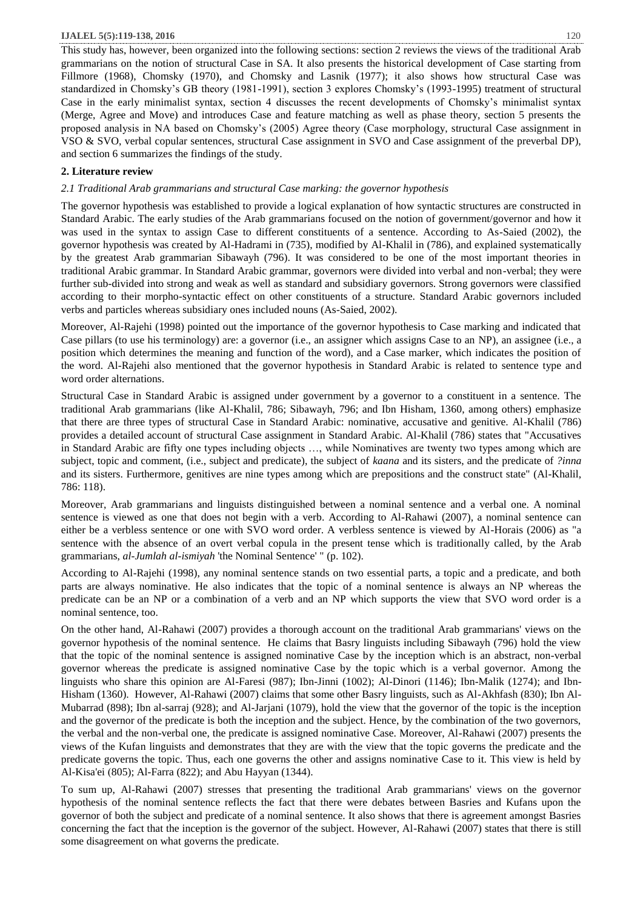This study has, however, been organized into the following sections: section 2 reviews the views of the traditional Arab grammarians on the notion of structural Case in SA. It also presents the historical development of Case starting from Fillmore (1968), Chomsky (1970), and Chomsky and Lasnik (1977); it also shows how structural Case was standardized in Chomsky's GB theory (1981-1991), section 3 explores Chomsky's (1993-1995) treatment of structural Case in the early minimalist syntax, section 4 discusses the recent developments of Chomsky's minimalist syntax (Merge, Agree and Move) and introduces Case and feature matching as well as phase theory, section 5 presents the proposed analysis in NA based on Chomsky's (2005) Agree theory (Case morphology, structural Case assignment in VSO & SVO, verbal copular sentences, structural Case assignment in SVO and Case assignment of the preverbal DP), and section 6 summarizes the findings of the study.

## 2. Literature review

### *2.1 Traditional Arab grammarians and structural Case marking: the governor hypothesis*

The governor hypothesis was established to provide a logical explanation of how syntactic structures are constructed in Standard Arabic. The early studies of the Arab grammarians focused on the notion of government/governor and how it was used in the syntax to assign Case to different constituents of a sentence. According to As-Saied (2002), the governor hypothesis was created by Al-Hadrami in (735), modified by Al-Khalil in (786), and explained systematically by the greatest Arab grammarian Sibawayh (796). It was considered to be one of the most important theories in traditional Arabic grammar. In Standard Arabic grammar, governors were divided into verbal and non-verbal; they were further sub-divided into strong and weak as well as standard and subsidiary governors. Strong governors were classified according to their morpho-syntactic effect on other constituents of a structure. Standard Arabic governors included verbs and particles whereas subsidiary ones included nouns (As-Saied, 2002).

Moreover, Al-Rajehi (1998) pointed out the importance of the governor hypothesis to Case marking and indicated that Case pillars (to use his terminology) are: a governor (i.e., an assigner which assigns Case to an NP), an assignee (i.e., a position which determines the meaning and function of the word), and a Case marker, which indicates the position of the word. Al-Rajehi also mentioned that the governor hypothesis in Standard Arabic is related to sentence type and word order alternations.

Structural Case in Standard Arabic is assigned under government by a governor to a constituent in a sentence. The traditional Arab grammarians (like Al-Khalil, 786; Sibawayh, 796; and Ibn Hisham, 1360, among others) emphasize that there are three types of structural Case in Standard Arabic: nominative, accusative and genitive. Al-Khalil (786) provides a detailed account of structural Case assignment in Standard Arabic. Al-Khalil (786) states that "Accusatives in Standard Arabic are fifty one types including objects …, while Nominatives are twenty two types among which are subject, topic and comment, (i.e., subject and predicate), the subject of *kaana* and its sisters, and the predicate of *?inna* and its sisters. Furthermore, genitives are nine types among which are prepositions and the construct state" (Al-Khalil, 786: 118).

Moreover, Arab grammarians and linguists distinguished between a nominal sentence and a verbal one. A nominal sentence is viewed as one that does not begin with a verb. According to Al-Rahawi (2007), a nominal sentence can either be a verbless sentence or one with SVO word order. A verbless sentence is viewed by Al-Horais (2006) as "a sentence with the absence of an overt verbal copula in the present tense which is traditionally called, by the Arab grammarians, *al-Jumlah al-ismiyah* 'the Nominal Sentence' " (p. 102).

According to Al-Rajehi (1998), any nominal sentence stands on two essential parts, a topic and a predicate, and both parts are always nominative. He also indicates that the topic of a nominal sentence is always an NP whereas the predicate can be an NP or a combination of a verb and an NP which supports the view that SVO word order is a nominal sentence, too.

On the other hand, Al-Rahawi (2007) provides a thorough account on the traditional Arab grammarians' views on the governor hypothesis of the nominal sentence. He claims that Basry linguists including Sibawayh (796) hold the view that the topic of the nominal sentence is assigned nominative Case by the inception which is an abstract, non-verbal governor whereas the predicate is assigned nominative Case by the topic which is a verbal governor. Among the linguists who share this opinion are Al-Faresi (987); Ibn-Jinni (1002); Al-Dinori (1146); Ibn-Malik (1274); and Ibn-Hisham (1360). However, Al-Rahawi (2007) claims that some other Basry linguists, such as Al-Akhfash (830); Ibn Al-Mubarrad (898); Ibn al-sarraj (928); and Al-Jarjani (1079), hold the view that the governor of the topic is the inception and the governor of the predicate is both the inception and the subject. Hence, by the combination of the two governors, the verbal and the non-verbal one, the predicate is assigned nominative Case. Moreover, Al-Rahawi (2007) presents the views of the Kufan linguists and demonstrates that they are with the view that the topic governs the predicate and the predicate governs the topic. Thus, each one governs the other and assigns nominative Case to it. This view is held by Al-Kisa'ei (805); Al-Farra (822); and Abu Hayyan (1344).

To sum up, Al-Rahawi (2007) stresses that presenting the traditional Arab grammarians' views on the governor hypothesis of the nominal sentence reflects the fact that there were debates between Basries and Kufans upon the governor of both the subject and predicate of a nominal sentence. It also shows that there is agreement amongst Basries concerning the fact that the inception is the governor of the subject. However, Al-Rahawi (2007) states that there is still some disagreement on what governs the predicate.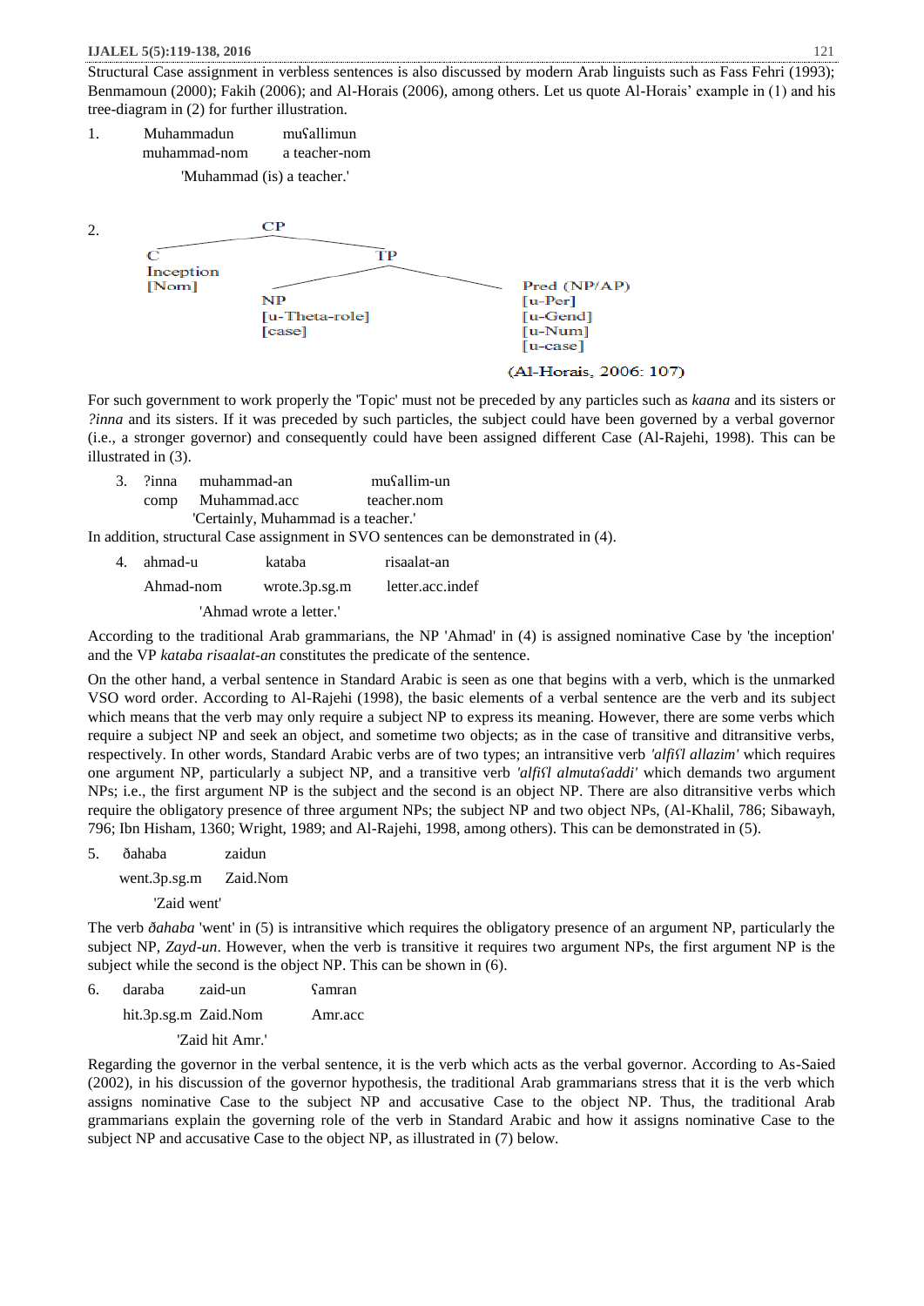Structural Case assignment in verbless sentences is also discussed by modern Arab linguists such as Fass Fehri (1993); Benmamoun (2000); Fakih (2006); and Al-Horais (2006), among others. Let us quote Al-Horais' example in (1) and his tree-diagram in (2) for further illustration.

1. Muhammadun muʕallimun
   muhammad-nom a teacher-nom
   'Muhammad (is) a teacher.'

2.
```
                 CP
        _________|_________
       C                   TP
   Inception        _______|________
   [Nom]           NP               Pred (NP/AP)
              [u-Theta-role]        [u-Per]
              [case]                [u-Gend]
                                    [u-Num]
                                    [u-case]
```
(Al-Horais, 2006: 107)

For such government to work properly the 'Topic' must not be preceded by any particles such as *kaana* and its sisters or *ʔinna* and its sisters. If it was preceded by such particles, the subject could have been governed by a verbal governor (i.e., a stronger governor) and consequently could have been assigned different Case (Al-Rajehi, 1998). This can be illustrated in (3).

3. ʔinna muhammad-an muʕallim-un
   comp Muhammad.acc teacher.nom
   'Certainly, Muhammad is a teacher.'

In addition, structural Case assignment in SVO sentences can be demonstrated in (4).

4. ahmad-u kataba risaalat-an
   Ahmad-nom wrote.3p.sg.m letter.acc.indef
   'Ahmad wrote a letter.'

According to the traditional Arab grammarians, the NP 'Ahmad' in (4) is assigned nominative Case by 'the inception' and the VP *kataba risaalat-an* constitutes the predicate of the sentence.

On the other hand, a verbal sentence in Standard Arabic is seen as one that begins with a verb, which is the unmarked VSO word order. According to Al-Rajehi (1998), the basic elements of a verbal sentence are the verb and its subject which means that the verb may only require a subject NP to express its meaning. However, there are some verbs which require a subject NP and seek an object, and sometime two objects; as in the case of transitive and ditransitive verbs, respectively. In other words, Standard Arabic verbs are of two types; an intransitive verb *'alfiʕl allazim'* which requires one argument NP, particularly a subject NP, and a transitive verb *'alfiʕl almutaʕaddi'* which demands two argument NPs; i.e., the first argument NP is the subject and the second is an object NP. There are also ditransitive verbs which require the obligatory presence of three argument NPs; the subject NP and two object NPs, (Al-Khalil, 786; Sibawayh, 796; Ibn Hisham, 1360; Wright, 1989; and Al-Rajehi, 1998, among others). This can be demonstrated in (5).

5. ðahaba zaidun
   went.3p.sg.m Zaid.Nom
   'Zaid went'

The verb *ðahaba* 'went' in (5) is intransitive which requires the obligatory presence of an argument NP, particularly the subject NP, *Zayd-un*. However, when the verb is transitive it requires two argument NPs, the first argument NP is the subject while the second is the object NP. This can be shown in (6).

6. daraba zaid-un ʕamran
   hit.3p.sg.m Zaid.Nom Amr.acc
   'Zaid hit Amr.'

Regarding the governor in the verbal sentence, it is the verb which acts as the verbal governor. According to As-Saied (2002), in his discussion of the governor hypothesis, the traditional Arab grammarians stress that it is the verb which assigns nominative Case to the subject NP and accusative Case to the object NP. Thus, the traditional Arab grammarians explain the governing role of the verb in Standard Arabic and how it assigns nominative Case to the subject NP and accusative Case to the object NP, as illustrated in (7) below.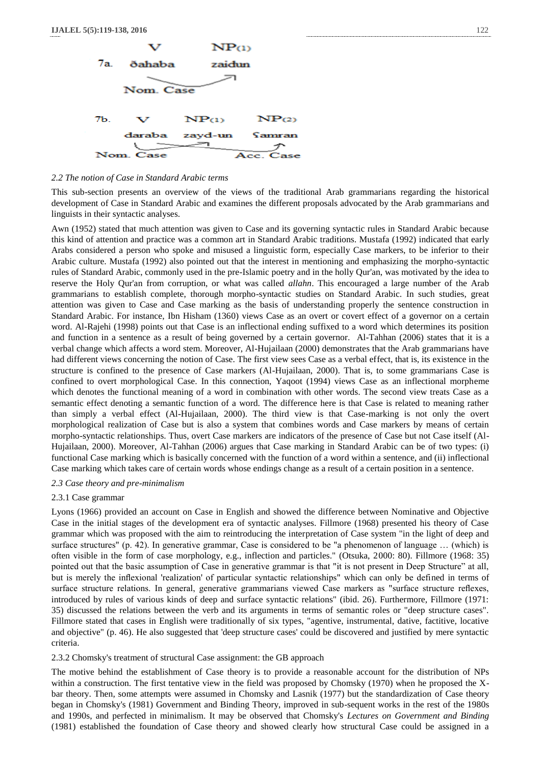7a.

| V | NP(1) |
|---|---|
| ðahaba | zaidun |

Nom. Case

7b.

| V | NP(1) | NP(2) |
|---|---|---|
| daraba | zayd-un | ʕamran |

Nom. Case &nbsp;&nbsp;&nbsp;&nbsp;&nbsp;&nbsp;&nbsp;&nbsp; Acc. Case

*2.2 The notion of Case in Standard Arabic terms*

This sub-section presents an overview of the views of the traditional Arab grammarians regarding the historical development of Case in Standard Arabic and examines the different proposals advocated by the Arab grammarians and linguists in their syntactic analyses.

Awn (1952) stated that much attention was given to Case and its governing syntactic rules in Standard Arabic because this kind of attention and practice was a common art in Standard Arabic traditions. Mustafa (1992) indicated that early Arabs considered a person who spoke and misused a linguistic form, especially Case markers, to be inferior to their Arabic culture. Mustafa (1992) also pointed out that the interest in mentioning and emphasizing the morpho-syntactic rules of Standard Arabic, commonly used in the pre-Islamic poetry and in the holly Qur'an, was motivated by the idea to reserve the Holy Qur'an from corruption, or what was called *allahn*. This encouraged a large number of the Arab grammarians to establish complete, thorough morpho-syntactic studies on Standard Arabic. In such studies, great attention was given to Case and Case marking as the basis of understanding properly the sentence construction in Standard Arabic. For instance, Ibn Hisham (1360) views Case as an overt or covert effect of a governor on a certain word. Al-Rajehi (1998) points out that Case is an inflectional ending suffixed to a word which determines its position and function in a sentence as a result of being governed by a certain governor. Al-Tahhan (2006) states that it is a verbal change which affects a word stem. Moreover, Al-Hujailaan (2000) demonstrates that the Arab grammarians have had different views concerning the notion of Case. The first view sees Case as a verbal effect, that is, its existence in the structure is confined to the presence of Case markers (Al-Hujailaan, 2000). That is, to some grammarians Case is confined to overt morphological Case. In this connection, Yaqoot (1994) views Case as an inflectional morpheme which denotes the functional meaning of a word in combination with other words. The second view treats Case as a semantic effect denoting a semantic function of a word. The difference here is that Case is related to meaning rather than simply a verbal effect (Al-Hujailaan, 2000). The third view is that Case-marking is not only the overt morphological realization of Case but is also a system that combines words and Case markers by means of certain morpho-syntactic relationships. Thus, overt Case markers are indicators of the presence of Case but not Case itself (Al-Hujailaan, 2000). Moreover, Al-Tahhan (2006) argues that Case marking in Standard Arabic can be of two types: (i) functional Case marking which is basically concerned with the function of a word within a sentence, and (ii) inflectional Case marking which takes care of certain words whose endings change as a result of a certain position in a sentence.

*2.3 Case theory and pre-minimalism*

2.3.1 Case grammar

Lyons (1966) provided an account on Case in English and showed the difference between Nominative and Objective Case in the initial stages of the development era of syntactic analyses. Fillmore (1968) presented his theory of Case grammar which was proposed with the aim to reintroducing the interpretation of Case system "in the light of deep and surface structures" (p. 42). In generative grammar, Case is considered to be "a phenomenon of language … (which) is often visible in the form of case morphology, e.g., inflection and particles." (Otsuka, 2000: 80). Fillmore (1968: 35) pointed out that the basic assumption of Case in generative grammar is that "it is not present in Deep Structure" at all, but is merely the inflexional 'realization' of particular syntactic relationships" which can only be defined in terms of surface structure relations. In general, generative grammarians viewed Case markers as "surface structure reflexes, introduced by rules of various kinds of deep and surface syntactic relations" (ibid. 26). Furthermore, Fillmore (1971: 35) discussed the relations between the verb and its arguments in terms of semantic roles or "deep structure cases". Fillmore stated that cases in English were traditionally of six types, "agentive, instrumental, dative, factitive, locative and objective" (p. 46). He also suggested that 'deep structure cases' could be discovered and justified by mere syntactic criteria.

2.3.2 Chomsky's treatment of structural Case assignment: the GB approach

The motive behind the establishment of Case theory is to provide a reasonable account for the distribution of NPs within a construction. The first tentative view in the field was proposed by Chomsky (1970) when he proposed the X-bar theory. Then, some attempts were assumed in Chomsky and Lasnik (1977) but the standardization of Case theory began in Chomsky's (1981) Government and Binding Theory, improved in sub-sequent works in the rest of the 1980s and 1990s, and perfected in minimalism. It may be observed that Chomsky's *Lectures on Government and Binding* (1981) established the foundation of Case theory and showed clearly how structural Case could be assigned in a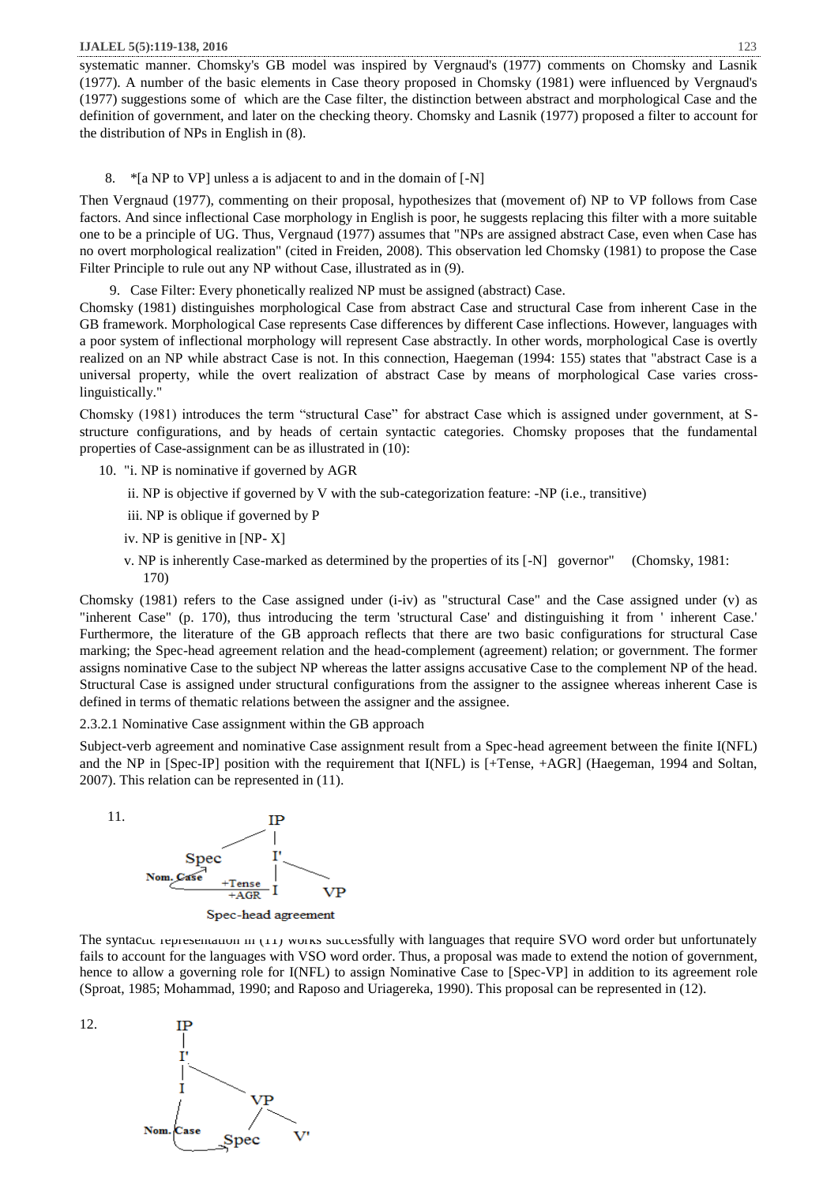systematic manner. Chomsky's GB model was inspired by Vergnaud's (1977) comments on Chomsky and Lasnik (1977). A number of the basic elements in Case theory proposed in Chomsky (1981) were influenced by Vergnaud's (1977) suggestions some of which are the Case filter, the distinction between abstract and morphological Case and the definition of government, and later on the checking theory. Chomsky and Lasnik (1977) proposed a filter to account for the distribution of NPs in English in (8).

8. *[a NP to VP] unless a is adjacent to and in the domain of [-N]

Then Vergnaud (1977), commenting on their proposal, hypothesizes that (movement of) NP to VP follows from Case factors. And since inflectional Case morphology in English is poor, he suggests replacing this filter with a more suitable one to be a principle of UG. Thus, Vergnaud (1977) assumes that "NPs are assigned abstract Case, even when Case has no overt morphological realization" (cited in Freiden, 2008). This observation led Chomsky (1981) to propose the Case Filter Principle to rule out any NP without Case, illustrated as in (9).

9. Case Filter: Every phonetically realized NP must be assigned (abstract) Case.

Chomsky (1981) distinguishes morphological Case from abstract Case and structural Case from inherent Case in the GB framework. Morphological Case represents Case differences by different Case inflections. However, languages with a poor system of inflectional morphology will represent Case abstractly. In other words, morphological Case is overtly realized on an NP while abstract Case is not. In this connection, Haegeman (1994: 155) states that "abstract Case is a universal property, while the overt realization of abstract Case by means of morphological Case varies cross-linguistically."

Chomsky (1981) introduces the term "structural Case" for abstract Case which is assigned under government, at S-structure configurations, and by heads of certain syntactic categories. Chomsky proposes that the fundamental properties of Case-assignment can be as illustrated in (10):

10. "i. NP is nominative if governed by AGR

 ii. NP is objective if governed by V with the sub-categorization feature: -NP (i.e., transitive)

 iii. NP is oblique if governed by P

 iv. NP is genitive in [NP- X]

 v. NP is inherently Case-marked as determined by the properties of its [-N] governor" (Chomsky, 1981: 170)

Chomsky (1981) refers to the Case assigned under (i-iv) as "structural Case" and the Case assigned under (v) as "inherent Case" (p. 170), thus introducing the term 'structural Case' and distinguishing it from ' inherent Case.' Furthermore, the literature of the GB approach reflects that there are two basic configurations for structural Case marking; the Spec-head agreement relation and the head-complement (agreement) relation; or government. The former assigns nominative Case to the subject NP whereas the latter assigns accusative Case to the complement NP of the head. Structural Case is assigned under structural configurations from the assigner to the assignee whereas inherent Case is defined in terms of thematic relations between the assigner and the assignee.

2.3.2.1 Nominative Case assignment within the GB approach

Subject-verb agreement and nominative Case assignment result from a Spec-head agreement between the finite I(NFL) and the NP in [Spec-IP] position with the requirement that I(NFL) is [+Tense, +AGR] (Haegeman, 1994 and Soltan, 2007). This relation can be represented in (11).

11.

```
        IP
       /  \
    Spec   I'
 Nom. Case  |  \
   <---  +Tense I   VP
         +AGR
   Spec-head agreement
```

The syntactic representation in (11) works successfully with languages that require SVO word order but unfortunately fails to account for the languages with VSO word order. Thus, a proposal was made to extend the notion of government, hence to allow a governing role for I(NFL) to assign Nominative Case to [Spec-VP] in addition to its agreement role (Sproat, 1985; Mohammad, 1990; and Raposo and Uriagereka, 1990). This proposal can be represented in (12).

12.

```
   IP
   |
   I'
   |  \
   I   VP
   |  /  \
 Nom. Case  Spec  V'
   ------->
```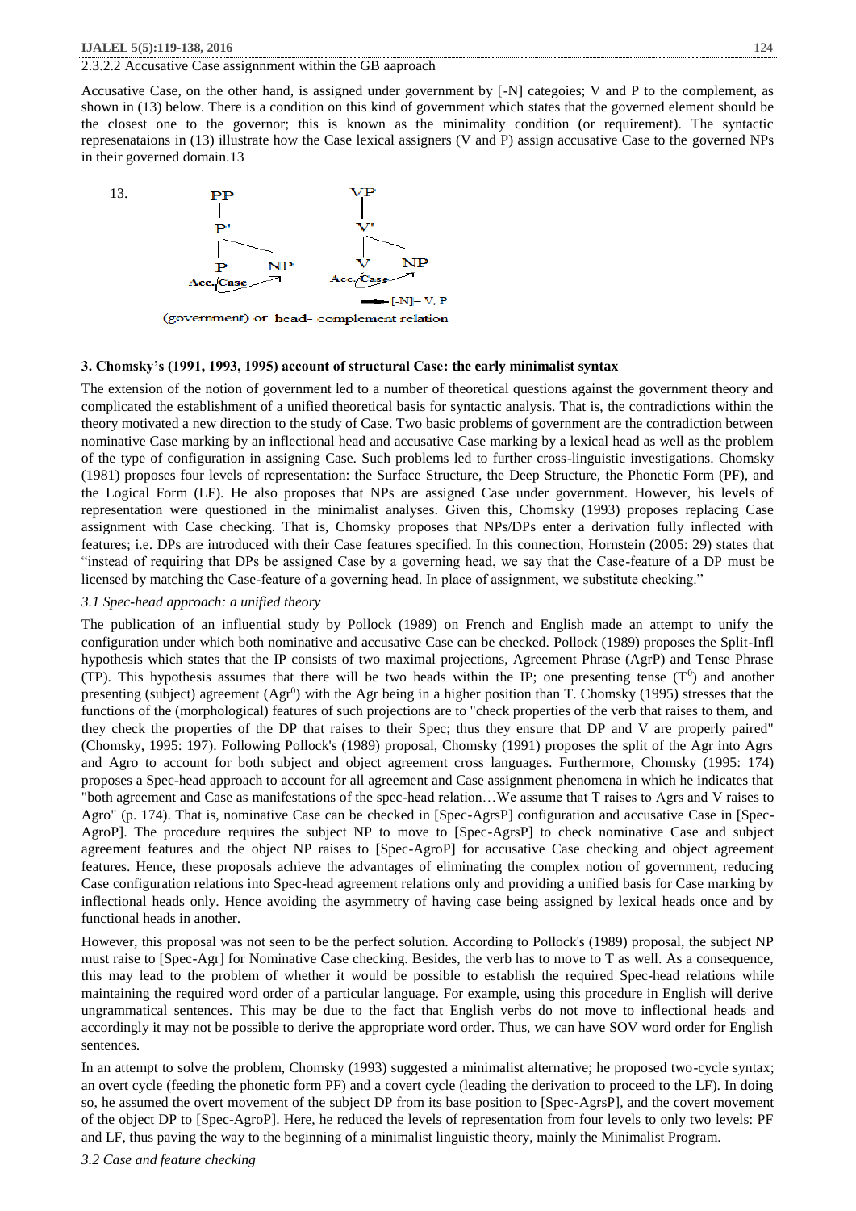#### 2.3.2.2 Accusative Case assignnment within the GB aaproach

Accusative Case, on the other hand, is assigned under government by [-N] categoies; V and P to the complement, as shown in (13) below. There is a condition on this kind of government which states that the governed element should be the closest one to the governor; this is known as the minimality condition (or requirement). The syntactic represenataions in (13) illustrate how the Case lexical assigners (V and P) assign accusative Case to the governed NPs in their governed domain.13

13.

```
    PP                VP
    |                 |
    P'                V'
    |  \              |  \
    P    NP           V    NP
 Acc./Case -->     Acc./Case -->
                          --> [-N]= V, P
(government) or head- complement relation
```

## 3. Chomsky's (1991, 1993, 1995) account of structural Case: the early minimalist syntax

The extension of the notion of government led to a number of theoretical questions against the government theory and complicated the establishment of a unified theoretical basis for syntactic analysis. That is, the contradictions within the theory motivated a new direction to the study of Case. Two basic problems of government are the contradiction between nominative Case marking by an inflectional head and accusative Case marking by a lexical head as well as the problem of the type of configuration in assigning Case. Such problems led to further cross-linguistic investigations. Chomsky (1981) proposes four levels of representation: the Surface Structure, the Deep Structure, the Phonetic Form (PF), and the Logical Form (LF). He also proposes that NPs are assigned Case under government. However, his levels of representation were questioned in the minimalist analyses. Given this, Chomsky (1993) proposes replacing Case assignment with Case checking. That is, Chomsky proposes that NPs/DPs enter a derivation fully inflected with features; i.e. DPs are introduced with their Case features specified. In this connection, Hornstein (2005: 29) states that "instead of requiring that DPs be assigned Case by a governing head, we say that the Case-feature of a DP must be licensed by matching the Case-feature of a governing head. In place of assignment, we substitute checking."

### *3.1 Spec-head approach: a unified theory*

The publication of an influential study by Pollock (1989) on French and English made an attempt to unify the configuration under which both nominative and accusative Case can be checked. Pollock (1989) proposes the Split-Infl hypothesis which states that the IP consists of two maximal projections, Agreement Phrase (AgrP) and Tense Phrase (TP). This hypothesis assumes that there will be two heads within the IP; one presenting tense ($T^0$) and another presenting (subject) agreement ($Agr^0$) with the Agr being in a higher position than T. Chomsky (1995) stresses that the functions of the (morphological) features of such projections are to "check properties of the verb that raises to them, and they check the properties of the DP that raises to their Spec; thus they ensure that DP and V are properly paired" (Chomsky, 1995: 197). Following Pollock's (1989) proposal, Chomsky (1991) proposes the split of the Agr into Agrs and Agro to account for both subject and object agreement cross languages. Furthermore, Chomsky (1995: 174) proposes a Spec-head approach to account for all agreement and Case assignment phenomena in which he indicates that "both agreement and Case as manifestations of the spec-head relation…We assume that T raises to Agrs and V raises to Agro" (p. 174). That is, nominative Case can be checked in [Spec-AgrsP] configuration and accusative Case in [Spec-AgroP]. The procedure requires the subject NP to move to [Spec-AgrsP] to check nominative Case and subject agreement features and the object NP raises to [Spec-AgroP] for accusative Case checking and object agreement features. Hence, these proposals achieve the advantages of eliminating the complex notion of government, reducing Case configuration relations into Spec-head agreement relations only and providing a unified basis for Case marking by inflectional heads only. Hence avoiding the asymmetry of having case being assigned by lexical heads once and by functional heads in another.

However, this proposal was not seen to be the perfect solution. According to Pollock's (1989) proposal, the subject NP must raise to [Spec-Agr] for Nominative Case checking. Besides, the verb has to move to T as well. As a consequence, this may lead to the problem of whether it would be possible to establish the required Spec-head relations while maintaining the required word order of a particular language. For example, using this procedure in English will derive ungrammatical sentences. This may be due to the fact that English verbs do not move to inflectional heads and accordingly it may not be possible to derive the appropriate word order. Thus, we can have SOV word order for English sentences.

In an attempt to solve the problem, Chomsky (1993) suggested a minimalist alternative; he proposed two-cycle syntax; an overt cycle (feeding the phonetic form PF) and a covert cycle (leading the derivation to proceed to the LF). In doing so, he assumed the overt movement of the subject DP from its base position to [Spec-AgrsP], and the covert movement of the object DP to [Spec-AgroP]. Here, he reduced the levels of representation from four levels to only two levels: PF and LF, thus paving the way to the beginning of a minimalist linguistic theory, mainly the Minimalist Program.

### *3.2 Case and feature checking*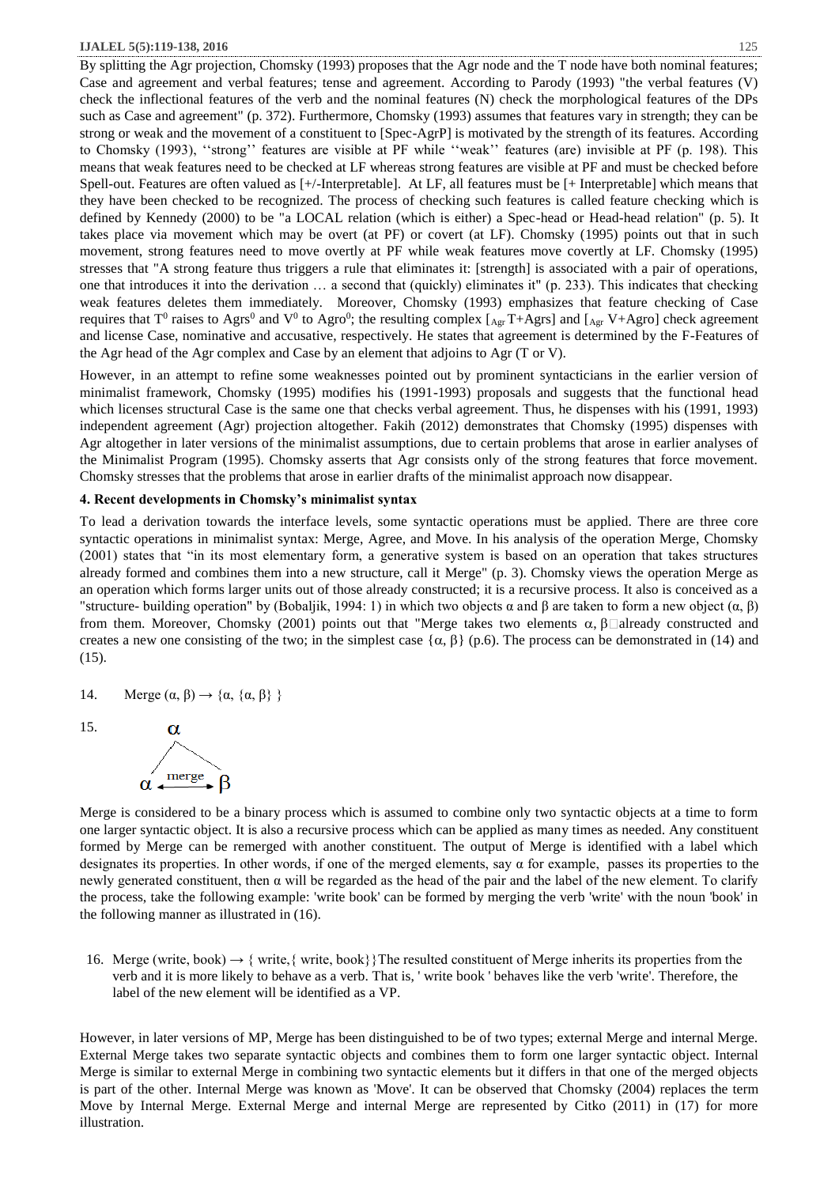By splitting the Agr projection, Chomsky (1993) proposes that the Agr node and the T node have both nominal features; Case and agreement and verbal features; tense and agreement. According to Parody (1993) "the verbal features (V) check the inflectional features of the verb and the nominal features (N) check the morphological features of the DPs such as Case and agreement" (p. 372). Furthermore, Chomsky (1993) assumes that features vary in strength; they can be strong or weak and the movement of a constituent to [Spec-AgrP] is motivated by the strength of its features. According to Chomsky (1993), ''strong'' features are visible at PF while ''weak'' features (are) invisible at PF (p. 198). This means that weak features need to be checked at LF whereas strong features are visible at PF and must be checked before Spell-out. Features are often valued as [+/-Interpretable]. At LF, all features must be [+ Interpretable] which means that they have been checked to be recognized. The process of checking such features is called feature checking which is defined by Kennedy (2000) to be "a LOCAL relation (which is either) a Spec-head or Head-head relation" (p. 5). It takes place via movement which may be overt (at PF) or covert (at LF). Chomsky (1995) points out that in such movement, strong features need to move overtly at PF while weak features move covertly at LF. Chomsky (1995) stresses that "A strong feature thus triggers a rule that eliminates it: [strength] is associated with a pair of operations, one that introduces it into the derivation … a second that (quickly) eliminates it" (p. 233). This indicates that checking weak features deletes them immediately. Moreover, Chomsky (1993) emphasizes that feature checking of Case requires that $T^0$ raises to $Agrs^0$ and $V^0$ to $Agro^0$; the resulting complex $[_{Agr}\ T{+}Agrs]$ and $[_{Agr}\ V{+}Agro]$ check agreement and license Case, nominative and accusative, respectively. He states that agreement is determined by the F-Features of the Agr head of the Agr complex and Case by an element that adjoins to Agr (T or V).

However, in an attempt to refine some weaknesses pointed out by prominent syntacticians in the earlier version of minimalist framework, Chomsky (1995) modifies his (1991-1993) proposals and suggests that the functional head which licenses structural Case is the same one that checks verbal agreement. Thus, he dispenses with his (1991, 1993) independent agreement (Agr) projection altogether. Fakih (2012) demonstrates that Chomsky (1995) dispenses with Agr altogether in later versions of the minimalist assumptions, due to certain problems that arose in earlier analyses of the Minimalist Program (1995). Chomsky asserts that Agr consists only of the strong features that force movement. Chomsky stresses that the problems that arose in earlier drafts of the minimalist approach now disappear.

## 4. Recent developments in Chomsky's minimalist syntax

To lead a derivation towards the interface levels, some syntactic operations must be applied. There are three core syntactic operations in minimalist syntax: Merge, Agree, and Move. In his analysis of the operation Merge, Chomsky (2001) states that "in its most elementary form, a generative system is based on an operation that takes structures already formed and combines them into a new structure, call it Merge" (p. 3). Chomsky views the operation Merge as an operation which forms larger units out of those already constructed; it is a recursive process. It also is conceived as a "structure- building operation" by (Bobaljik, 1994: 1) in which two objects α and β are taken to form a new object (α, β) from them. Moreover, Chomsky (2001) points out that "Merge takes two elements α, β already constructed and creates a new one consisting of the two; in the simplest case {α, β} (p.6). The process can be demonstrated in (14) and (15).

14. Merge (α, β) → {α, {α, β} }

15.

```
     α
    / \
   α ←merge→ β
```

Merge is considered to be a binary process which is assumed to combine only two syntactic objects at a time to form one larger syntactic object. It is also a recursive process which can be applied as many times as needed. Any constituent formed by Merge can be remerged with another constituent. The output of Merge is identified with a label which designates its properties. In other words, if one of the merged elements, say α for example, passes its properties to the newly generated constituent, then α will be regarded as the head of the pair and the label of the new element. To clarify the process, take the following example: 'write book' can be formed by merging the verb 'write' with the noun 'book' in the following manner as illustrated in (16).

16. Merge (write, book) → { write,{ write, book}}The resulted constituent of Merge inherits its properties from the verb and it is more likely to behave as a verb. That is, ' write book ' behaves like the verb 'write'. Therefore, the label of the new element will be identified as a VP.

However, in later versions of MP, Merge has been distinguished to be of two types; external Merge and internal Merge. External Merge takes two separate syntactic objects and combines them to form one larger syntactic object. Internal Merge is similar to external Merge in combining two syntactic elements but it differs in that one of the merged objects is part of the other. Internal Merge was known as 'Move'. It can be observed that Chomsky (2004) replaces the term Move by Internal Merge. External Merge and internal Merge are represented by Citko (2011) in (17) for more illustration.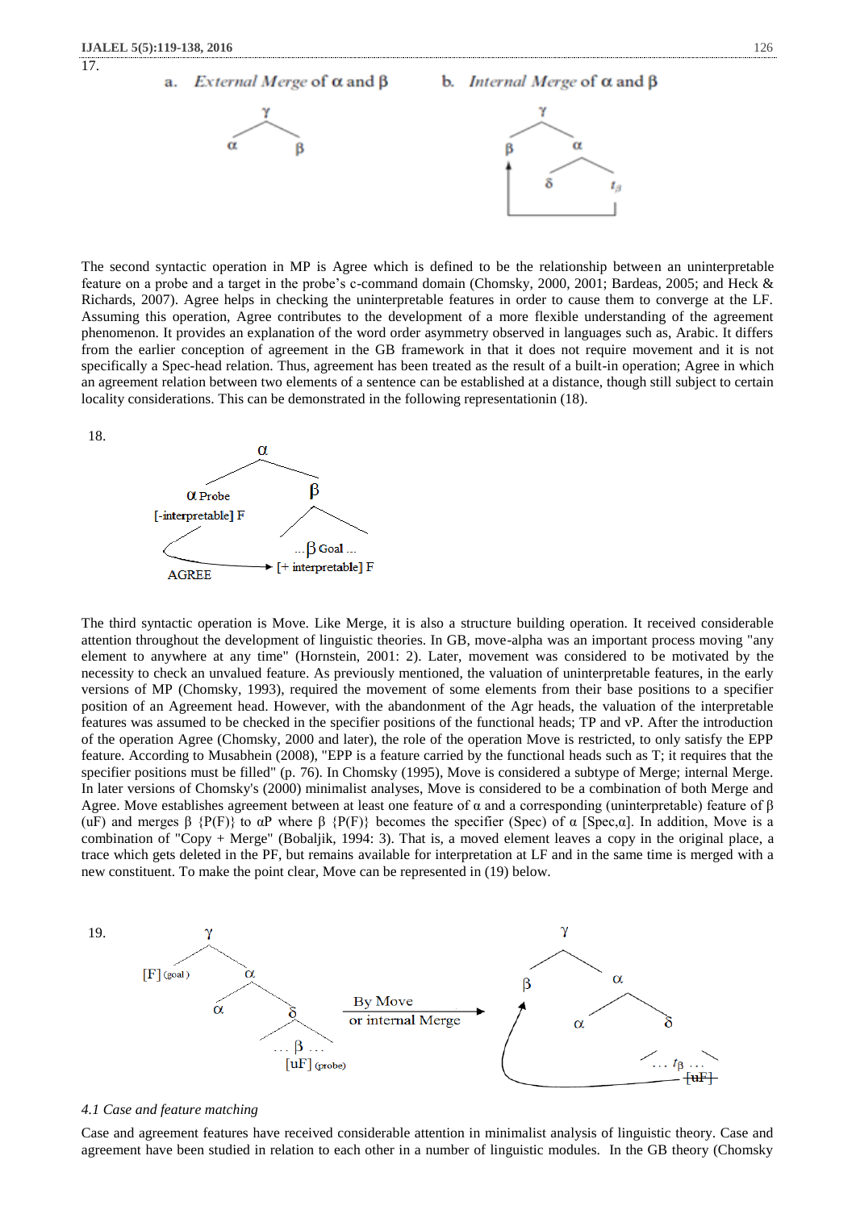17.

a. *External Merge* of α and β    b. *Internal Merge* of α and β

The second syntactic operation in MP is Agree which is defined to be the relationship between an uninterpretable feature on a probe and a target in the probe's c-command domain (Chomsky, 2000, 2001; Bardeas, 2005; and Heck & Richards, 2007). Agree helps in checking the uninterpretable features in order to cause them to converge at the LF. Assuming this operation, Agree contributes to the development of a more flexible understanding of the agreement phenomenon. It provides an explanation of the word order asymmetry observed in languages such as, Arabic. It differs from the earlier conception of agreement in the GB framework in that it does not require movement and it is not specifically a Spec-head relation. Thus, agreement has been treated as the result of a built-in operation; Agree in which an agreement relation between two elements of a sentence can be established at a distance, though still subject to certain locality considerations. This can be demonstrated in the following representationin (18).

18.

The third syntactic operation is Move. Like Merge, it is also a structure building operation. It received considerable attention throughout the development of linguistic theories. In GB, move-alpha was an important process moving "any element to anywhere at any time" (Hornstein, 2001: 2). Later, movement was considered to be motivated by the necessity to check an unvalued feature. As previously mentioned, the valuation of uninterpretable features, in the early versions of MP (Chomsky, 1993), required the movement of some elements from their base positions to a specifier position of an Agreement head. However, with the abandonment of the Agr heads, the valuation of the interpretable features was assumed to be checked in the specifier positions of the functional heads; TP and vP. After the introduction of the operation Agree (Chomsky, 2000 and later), the role of the operation Move is restricted, to only satisfy the EPP feature. According to Musabhein (2008), "EPP is a feature carried by the functional heads such as T; it requires that the specifier positions must be filled" (p. 76). In Chomsky (1995), Move is considered a subtype of Merge; internal Merge. In later versions of Chomsky's (2000) minimalist analyses, Move is considered to be a combination of both Merge and Agree. Move establishes agreement between at least one feature of α and a corresponding (uninterpretable) feature of β (uF) and merges β {P(F)} to αP where β {P(F)} becomes the specifier (Spec) of α [Spec,α]. In addition, Move is a combination of "Copy + Merge" (Bobaljik, 1994: 3). That is, a moved element leaves a copy in the original place, a trace which gets deleted in the PF, but remains available for interpretation at LF and in the same time is merged with a new constituent. To make the point clear, Move can be represented in (19) below.

19.

### *4.1 Case and feature matching*

Case and agreement features have received considerable attention in minimalist analysis of linguistic theory. Case and agreement have been studied in relation to each other in a number of linguistic modules. In the GB theory (Chomsky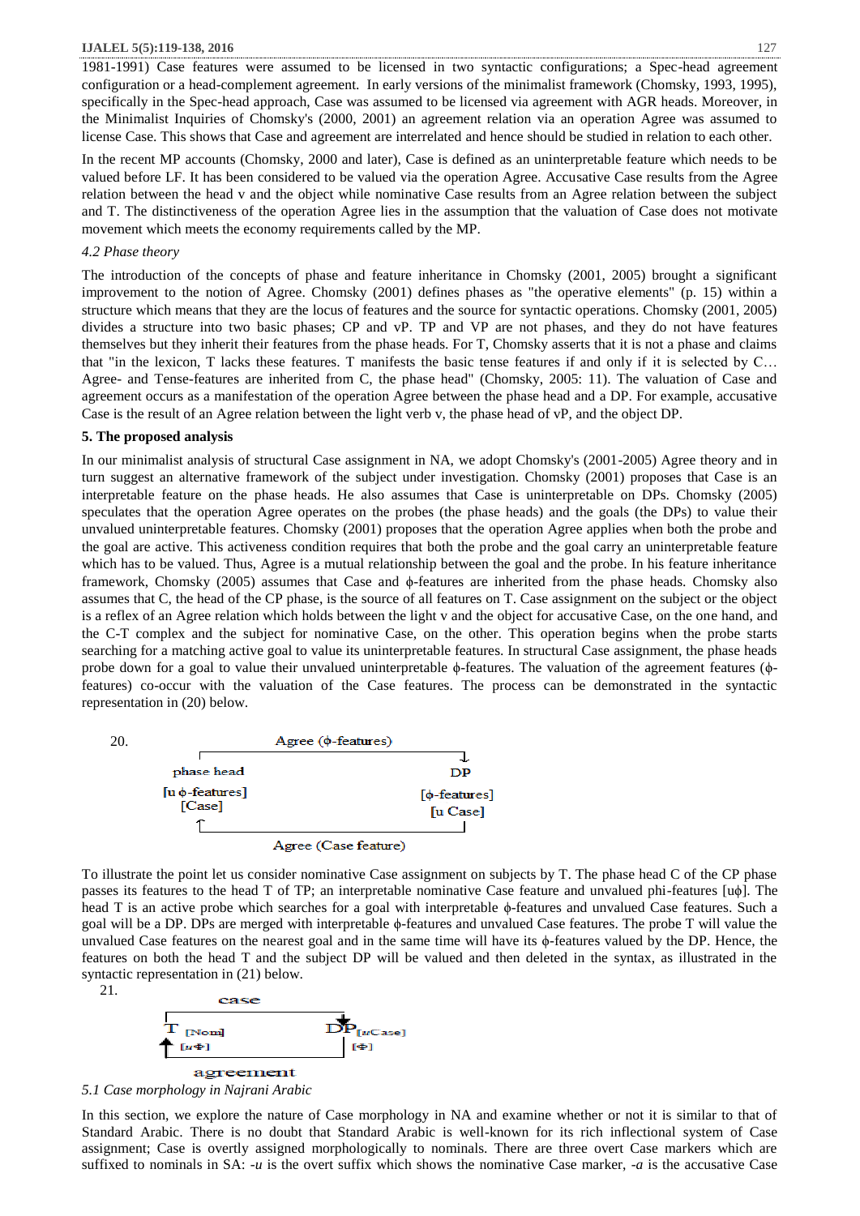1981-1991) Case features were assumed to be licensed in two syntactic configurations; a Spec-head agreement configuration or a head-complement agreement. In early versions of the minimalist framework (Chomsky, 1993, 1995), specifically in the Spec-head approach, Case was assumed to be licensed via agreement with AGR heads. Moreover, in the Minimalist Inquiries of Chomsky's (2000, 2001) an agreement relation via an operation Agree was assumed to license Case. This shows that Case and agreement are interrelated and hence should be studied in relation to each other.

In the recent MP accounts (Chomsky, 2000 and later), Case is defined as an uninterpretable feature which needs to be valued before LF. It has been considered to be valued via the operation Agree. Accusative Case results from the Agree relation between the head v and the object while nominative Case results from an Agree relation between the subject and T. The distinctiveness of the operation Agree lies in the assumption that the valuation of Case does not motivate movement which meets the economy requirements called by the MP.

*4.2 Phase theory*

The introduction of the concepts of phase and feature inheritance in Chomsky (2001, 2005) brought a significant improvement to the notion of Agree. Chomsky (2001) defines phases as "the operative elements" (p. 15) within a structure which means that they are the locus of features and the source for syntactic operations. Chomsky (2001, 2005) divides a structure into two basic phases; CP and vP. TP and VP are not phases, and they do not have features themselves but they inherit their features from the phase heads. For T, Chomsky asserts that it is not a phase and claims that "in the lexicon, T lacks these features. T manifests the basic tense features if and only if it is selected by C… Agree- and Tense-features are inherited from C, the phase head" (Chomsky, 2005: 11). The valuation of Case and agreement occurs as a manifestation of the operation Agree between the phase head and a DP. For example, accusative Case is the result of an Agree relation between the light verb v, the phase head of vP, and the object DP.

**5. The proposed analysis**

In our minimalist analysis of structural Case assignment in NA, we adopt Chomsky's (2001-2005) Agree theory and in turn suggest an alternative framework of the subject under investigation. Chomsky (2001) proposes that Case is an interpretable feature on the phase heads. He also assumes that Case is uninterpretable on DPs. Chomsky (2005) speculates that the operation Agree operates on the probes (the phase heads) and the goals (the DPs) to value their unvalued uninterpretable features. Chomsky (2001) proposes that the operation Agree applies when both the probe and the goal are active. This activeness condition requires that both the probe and the goal carry an uninterpretable feature which has to be valued. Thus, Agree is a mutual relationship between the goal and the probe. In his feature inheritance framework, Chomsky (2005) assumes that Case and ϕ-features are inherited from the phase heads. Chomsky also assumes that C, the head of the CP phase, is the source of all features on T. Case assignment on the subject or the object is a reflex of an Agree relation which holds between the light v and the object for accusative Case, on the one hand, and the C-T complex and the subject for nominative Case, on the other. This operation begins when the probe starts searching for a matching active goal to value its uninterpretable features. In structural Case assignment, the phase heads probe down for a goal to value their unvalued uninterpretable ϕ-features. The valuation of the agreement features (ϕ-features) co-occur with the valuation of the Case features. The process can be demonstrated in the syntactic representation in (20) below.

20.

```
                 Agree (ϕ-features)
        ┌──────────────────────────────────┐
        │                                  ↓
   phase head                             DP
  [u ϕ-features]                     [ϕ-features]
     [Case]                            [u Case]
        ↑                                  │
        └──────────────────────────────────┘
                 Agree (Case feature)
```

To illustrate the point let us consider nominative Case assignment on subjects by T. The phase head C of the CP phase passes its features to the head T of TP; an interpretable nominative Case feature and unvalued phi-features [uϕ]. The head T is an active probe which searches for a goal with interpretable ϕ-features and unvalued Case features. Such a goal will be a DP. DPs are merged with interpretable ϕ-features and unvalued Case features. The probe T will value the unvalued Case features on the nearest goal and in the same time will have its ϕ-features valued by the DP. Hence, the features on both the head T and the subject DP will be valued and then deleted in the syntax, as illustrated in the syntactic representation in (21) below.

21.

```
          case
   ┌─────────────────────┐
   │                     ↓
   T [Nom]               DP [uCase]
   ↑ [uΦ]                   [Φ]
   └─────────────────────┘
        agreement
```

*5.1 Case morphology in Najrani Arabic*

In this section, we explore the nature of Case morphology in NA and examine whether or not it is similar to that of Standard Arabic. There is no doubt that Standard Arabic is well-known for its rich inflectional system of Case assignment; Case is overtly assigned morphologically to nominals. There are three overt Case markers which are suffixed to nominals in SA: *-u* is the overt suffix which shows the nominative Case marker, *-a* is the accusative Case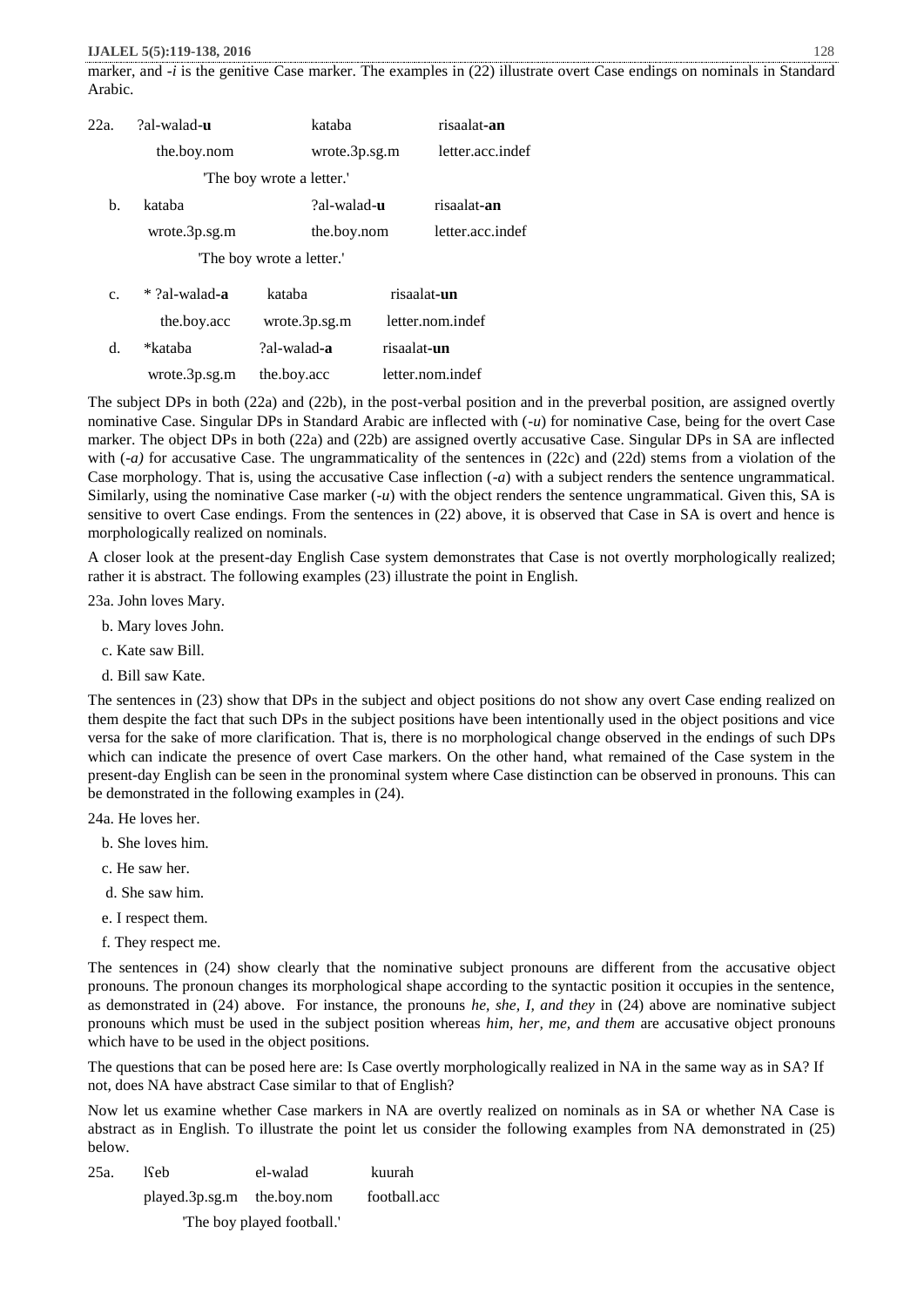marker, and *-i* is the genitive Case marker. The examples in (22) illustrate overt Case endings on nominals in Standard Arabic.

22a. ?al-walad-**u** kataba risaalat-**an**
the.boy.nom wrote.3p.sg.m letter.acc.indef
'The boy wrote a letter.'

b. kataba ?al-walad-**u** risaalat-**an**
wrote.3p.sg.m the.boy.nom letter.acc.indef
'The boy wrote a letter.'

c. * ?al-walad-**a** kataba risaalat-**un**
the.boy.acc wrote.3p.sg.m letter.nom.indef

d. *kataba ?al-walad-**a** risaalat-**un**
wrote.3p.sg.m the.boy.acc letter.nom.indef

The subject DPs in both (22a) and (22b), in the post-verbal position and in the preverbal position, are assigned overtly nominative Case. Singular DPs in Standard Arabic are inflected with (*-u*) for nominative Case, being for the overt Case marker. The object DPs in both (22a) and (22b) are assigned overtly accusative Case. Singular DPs in SA are inflected with (*-a)* for accusative Case. The ungrammaticality of the sentences in (22c) and (22d) stems from a violation of the Case morphology. That is, using the accusative Case inflection (*-a*) with a subject renders the sentence ungrammatical. Similarly, using the nominative Case marker (*-u*) with the object renders the sentence ungrammatical. Given this, SA is sensitive to overt Case endings. From the sentences in (22) above, it is observed that Case in SA is overt and hence is morphologically realized on nominals.

A closer look at the present-day English Case system demonstrates that Case is not overtly morphologically realized; rather it is abstract. The following examples (23) illustrate the point in English.

23a. John loves Mary.

b. Mary loves John.

c. Kate saw Bill.

d. Bill saw Kate.

The sentences in (23) show that DPs in the subject and object positions do not show any overt Case ending realized on them despite the fact that such DPs in the subject positions have been intentionally used in the object positions and vice versa for the sake of more clarification. That is, there is no morphological change observed in the endings of such DPs which can indicate the presence of overt Case markers. On the other hand, what remained of the Case system in the present-day English can be seen in the pronominal system where Case distinction can be observed in pronouns. This can be demonstrated in the following examples in (24).

24a. He loves her.

b. She loves him.

c. He saw her.

d. She saw him.

e. I respect them.

f. They respect me.

The sentences in (24) show clearly that the nominative subject pronouns are different from the accusative object pronouns. The pronoun changes its morphological shape according to the syntactic position it occupies in the sentence, as demonstrated in (24) above. For instance, the pronouns *he, she, I, and they* in (24) above are nominative subject pronouns which must be used in the subject position whereas *him, her, me, and them* are accusative object pronouns which have to be used in the object positions.

The questions that can be posed here are: Is Case overtly morphologically realized in NA in the same way as in SA? If not, does NA have abstract Case similar to that of English?

Now let us examine whether Case markers in NA are overtly realized on nominals as in SA or whether NA Case is abstract as in English. To illustrate the point let us consider the following examples from NA demonstrated in (25) below.

25a. lʕeb el-walad kuurah
played.3p.sg.m the.boy.nom football.acc
'The boy played football.'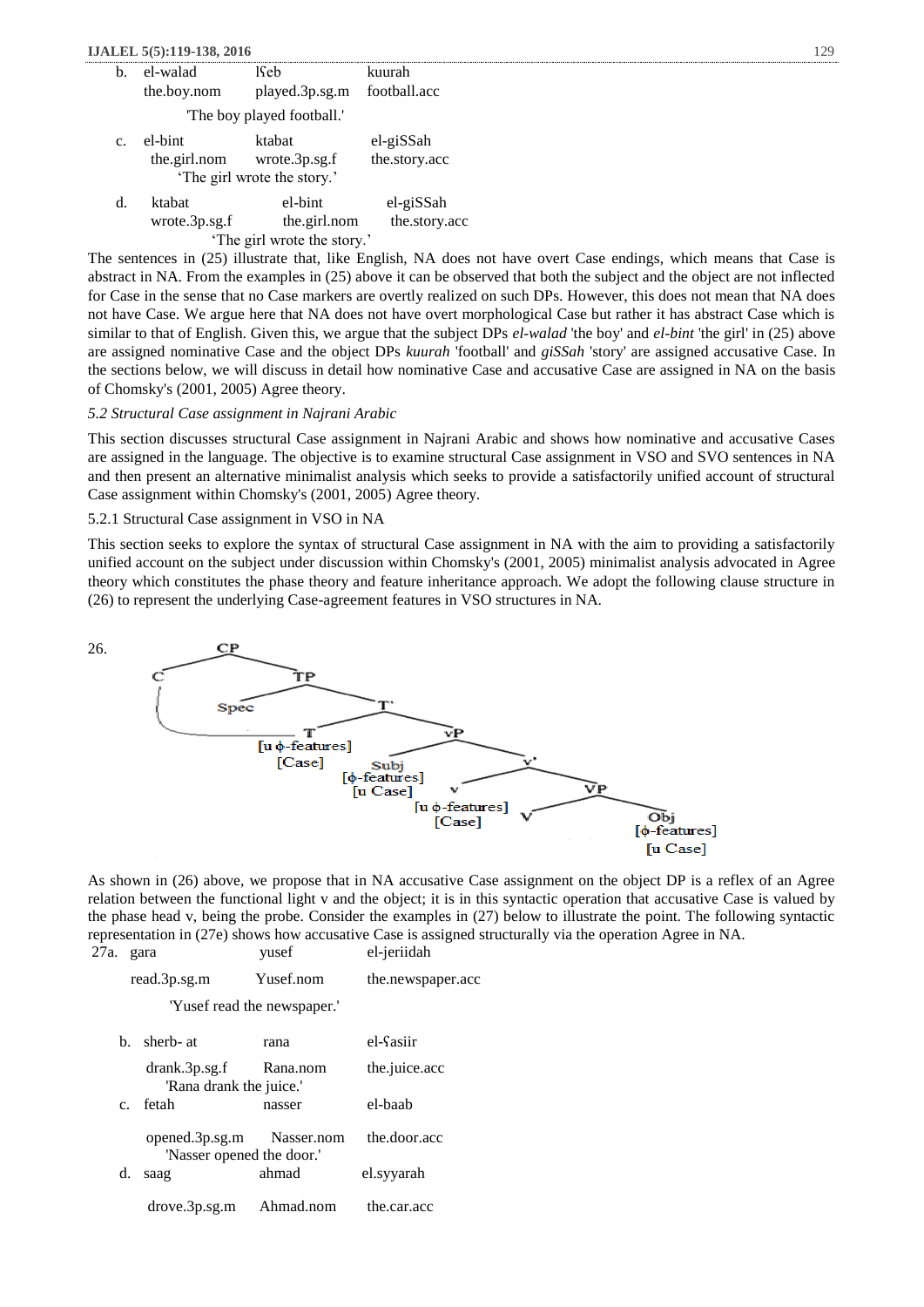b. el-walad ʕeb kuurah
 the.boy.nom played.3p.sg.m football.acc
 'The boy played football.'

c. el-bint ktabat el-giSSah
 the.girl.nom wrote.3p.sg.f the.story.acc
 'The girl wrote the story.'

d. ktabat el-bint el-giSSah
 wrote.3p.sg.f the.girl.nom the.story.acc
 'The girl wrote the story.'

The sentences in (25) illustrate that, like English, NA does not have overt Case endings, which means that Case is abstract in NA. From the examples in (25) above it can be observed that both the subject and the object are not inflected for Case in the sense that no Case markers are overtly realized on such DPs. However, this does not mean that NA does not have Case. We argue here that NA does not have overt morphological Case but rather it has abstract Case which is similar to that of English. Given this, we argue that the subject DPs *el-walad* 'the boy' and *el-bint* 'the girl' in (25) above are assigned nominative Case and the object DPs *kuurah* 'football' and *giSSah* 'story' are assigned accusative Case. In the sections below, we will discuss in detail how nominative Case and accusative Case are assigned in NA on the basis of Chomsky's (2001, 2005) Agree theory.

### *5.2 Structural Case assignment in Najrani Arabic*

This section discusses structural Case assignment in Najrani Arabic and shows how nominative and accusative Cases are assigned in the language. The objective is to examine structural Case assignment in VSO and SVO sentences in NA and then present an alternative minimalist analysis which seeks to provide a satisfactorily unified account of structural Case assignment within Chomsky's (2001, 2005) Agree theory.

#### 5.2.1 Structural Case assignment in VSO in NA

This section seeks to explore the syntax of structural Case assignment in NA with the aim to providing a satisfactorily unified account on the subject under discussion within Chomsky's (2001, 2005) minimalist analysis advocated in Agree theory which constitutes the phase theory and feature inheritance approach. We adopt the following clause structure in (26) to represent the underlying Case-agreement features in VSO structures in NA.

26.

```
CP
├── C  (feature inheritance → T)
└── TP
    ├── Spec
    └── T'
        ├── T [u ϕ-features] [Case]
        └── vP
            ├── Subj [ϕ-features] [u Case]
            └── v'
                ├── v [u ϕ-features] [Case]
                └── VP
                    ├── V
                    └── Obj [ϕ-features] [u Case]
```

As shown in (26) above, we propose that in NA accusative Case assignment on the object DP is a reflex of an Agree relation between the functional light v and the object; it is in this syntactic operation that accusative Case is valued by the phase head v, being the probe. Consider the examples in (27) below to illustrate the point. The following syntactic representation in (27e) shows how accusative Case is assigned structurally via the operation Agree in NA.

27a. gara yusef el-jeriidah
 read.3p.sg.m Yusef.nom the.newspaper.acc
 'Yusef read the newspaper.'

b. sherb- at rana el-ʕasiir
 drank.3p.sg.f Rana.nom the.juice.acc
 'Rana drank the juice.'

c. fetah nasser el-baab
 opened.3p.sg.m Nasser.nom the.door.acc
 'Nasser opened the door.'

d. saag ahmad el.syyarah
 drove.3p.sg.m Ahmad.nom the.car.acc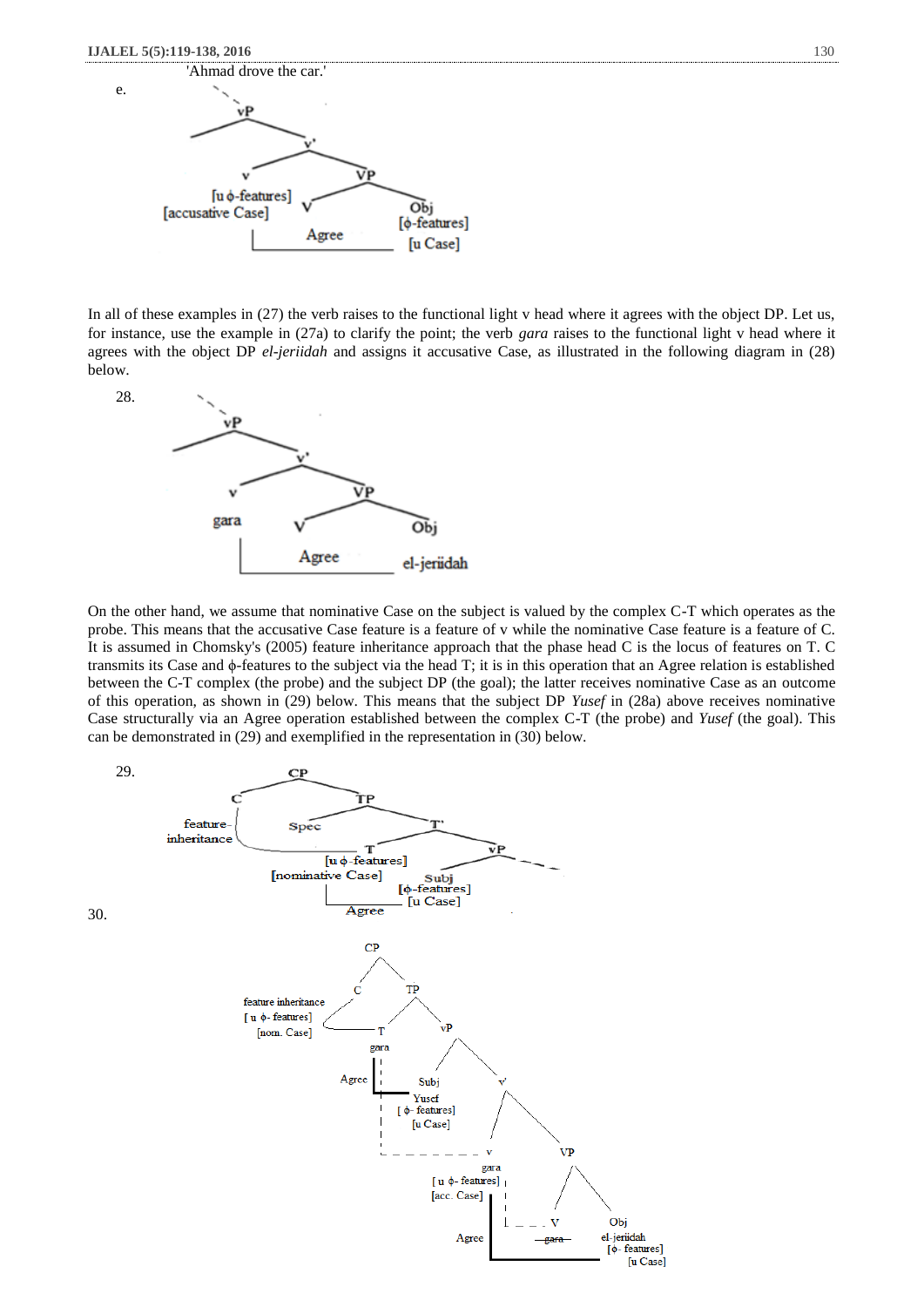'Ahmad drove the car.'

e.

```
        vP
       /  \
          v'
         /  \
        v    VP
            /  \
[u ϕ-features]  V   Obj
[accusative Case]   [ϕ-features]
   |____Agree____|  [u Case]
```

In all of these examples in (27) the verb raises to the functional light v head where it agrees with the object DP. Let us, for instance, use the example in (27a) to clarify the point; the verb *gara* raises to the functional light v head where it agrees with the object DP *el-jeriidah* and assigns it accusative Case, as illustrated in the following diagram in (28) below.

28.

```
        vP
       /  \
          v'
         /  \
        v    VP
       gara /  \
           V    Obj
   |____Agree____|  el-jeriidah
```

On the other hand, we assume that nominative Case on the subject is valued by the complex C-T which operates as the probe. This means that the accusative Case feature is a feature of v while the nominative Case feature is a feature of C. It is assumed in Chomsky's (2005) feature inheritance approach that the phase head C is the locus of features on T. C transmits its Case and ϕ-features to the subject via the head T; it is in this operation that an Agree relation is established between the C-T complex (the probe) and the subject DP (the goal); the latter receives nominative Case as an outcome of this operation, as shown in (29) below. This means that the subject DP *Yusef* in (28a) above receives nominative Case structurally via an Agree operation established between the complex C-T (the probe) and *Yusef* (the goal). This can be demonstrated in (29) and exemplified in the representation in (30) below.

29.

```
            CP
           /  \
          C    TP
  feature-|   /  \
inheritance| Spec  T'
          |       /  \
          T           vP
  [u ϕ-features]      /  \
  [nominative Case]  Subj
     |               [ϕ-features]
     |____Agree______[u Case]
```

30.

```
              CP
             /  \
            C    TP
feature inheritance  \
[u ϕ- features]   T   vP
[nom. Case]      gara /  \
       Agree |     Subj   v'
             |     Yusef  /  \
             |  [ϕ- features]  VP
             |  [u Case]  v   /  \
                         gara V   Obj
             [u ϕ- features] gara  el-jeriidah
             [acc. Case]          [ϕ- features]
                   Agree          [u Case]
```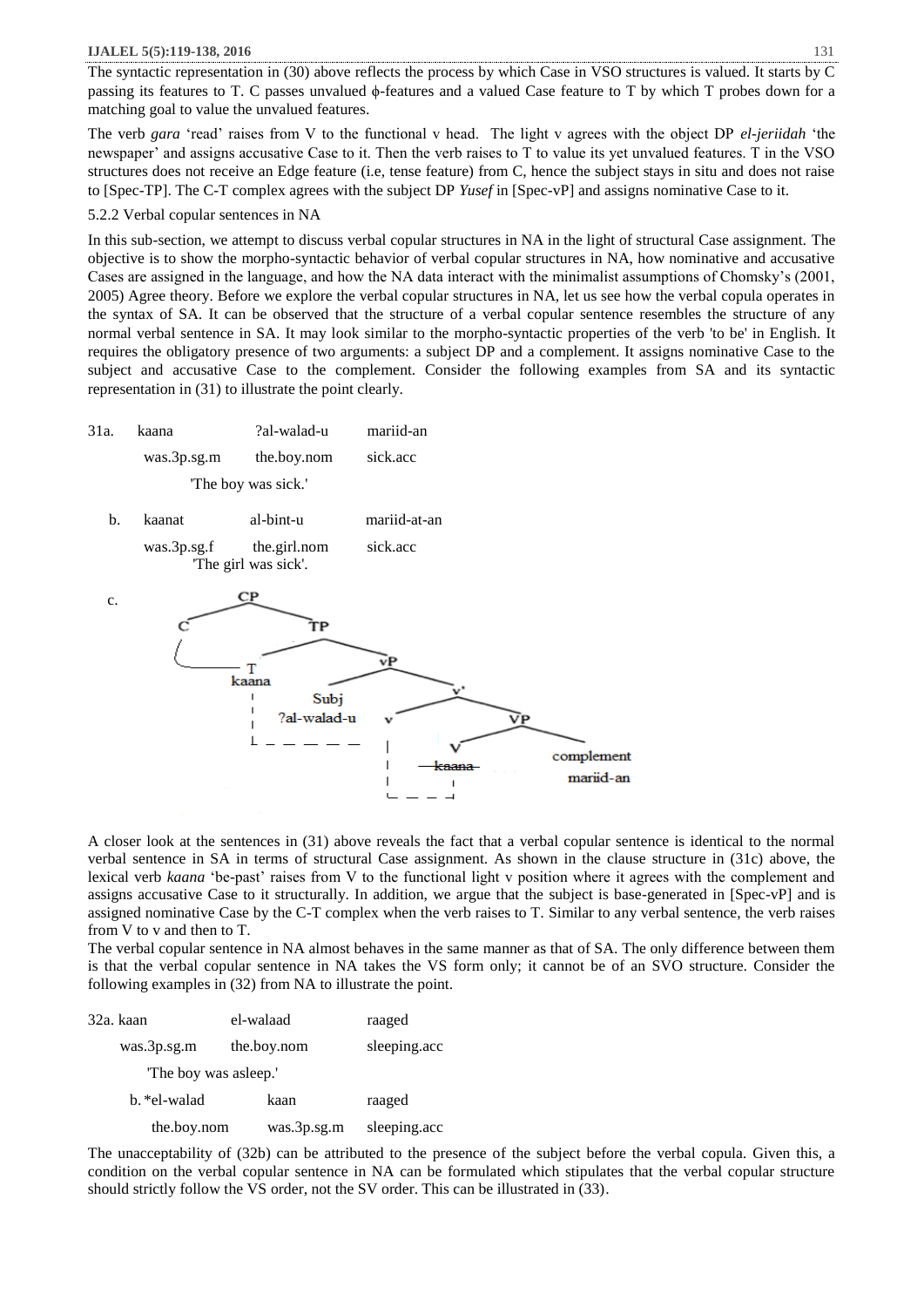The syntactic representation in (30) above reflects the process by which Case in VSO structures is valued. It starts by C passing its features to T. C passes unvalued ϕ-features and a valued Case feature to T by which T probes down for a matching goal to value the unvalued features.

The verb *gara* 'read' raises from V to the functional v head. The light v agrees with the object DP *el-jeriidah* 'the newspaper' and assigns accusative Case to it. Then the verb raises to T to value its yet unvalued features. T in the VSO structures does not receive an Edge feature (i.e, tense feature) from C, hence the subject stays in situ and does not raise to [Spec-TP]. The C-T complex agrees with the subject DP *Yusef* in [Spec-vP] and assigns nominative Case to it.

### 5.2.2 Verbal copular sentences in NA

In this sub-section, we attempt to discuss verbal copular structures in NA in the light of structural Case assignment. The objective is to show the morpho-syntactic behavior of verbal copular structures in NA, how nominative and accusative Cases are assigned in the language, and how the NA data interact with the minimalist assumptions of Chomsky's (2001, 2005) Agree theory. Before we explore the verbal copular structures in NA, let us see how the verbal copula operates in the syntax of SA. It can be observed that the structure of a verbal copular sentence resembles the structure of any normal verbal sentence in SA. It may look similar to the morpho-syntactic properties of the verb 'to be' in English. It requires the obligatory presence of two arguments: a subject DP and a complement. It assigns nominative Case to the subject and accusative Case to the complement. Consider the following examples from SA and its syntactic representation in (31) to illustrate the point clearly.

31a. kaana ?al-walad-u mariid-an
was.3p.sg.m the.boy.nom sick.acc
'The boy was sick.'

b. kaanat al-bint-u mariid-at-an
was.3p.sg.f the.girl.nom sick.acc
'The girl was sick'.

c. [CP C [TP T kaana [vP Subj ?al-walad-u [v' v [VP V ~~kaana~~ complement mariid-an]]]]]

A closer look at the sentences in (31) above reveals the fact that a verbal copular sentence is identical to the normal verbal sentence in SA in terms of structural Case assignment. As shown in the clause structure in (31c) above, the lexical verb *kaana* 'be-past' raises from V to the functional light v position where it agrees with the complement and assigns accusative Case to it structurally. In addition, we argue that the subject is base-generated in [Spec-vP] and is assigned nominative Case by the C-T complex when the verb raises to T. Similar to any verbal sentence, the verb raises from V to v and then to T.

The verbal copular sentence in NA almost behaves in the same manner as that of SA. The only difference between them is that the verbal copular sentence in NA takes the VS form only; it cannot be of an SVO structure. Consider the following examples in (32) from NA to illustrate the point.

32a. kaan el-walaad raaged
was.3p.sg.m the.boy.nom sleeping.acc
'The boy was asleep.'

b. *el-walad kaan raaged
the.boy.nom was.3p.sg.m sleeping.acc

The unacceptability of (32b) can be attributed to the presence of the subject before the verbal copula. Given this, a condition on the verbal copular sentence in NA can be formulated which stipulates that the verbal copular structure should strictly follow the VS order, not the SV order. This can be illustrated in (33).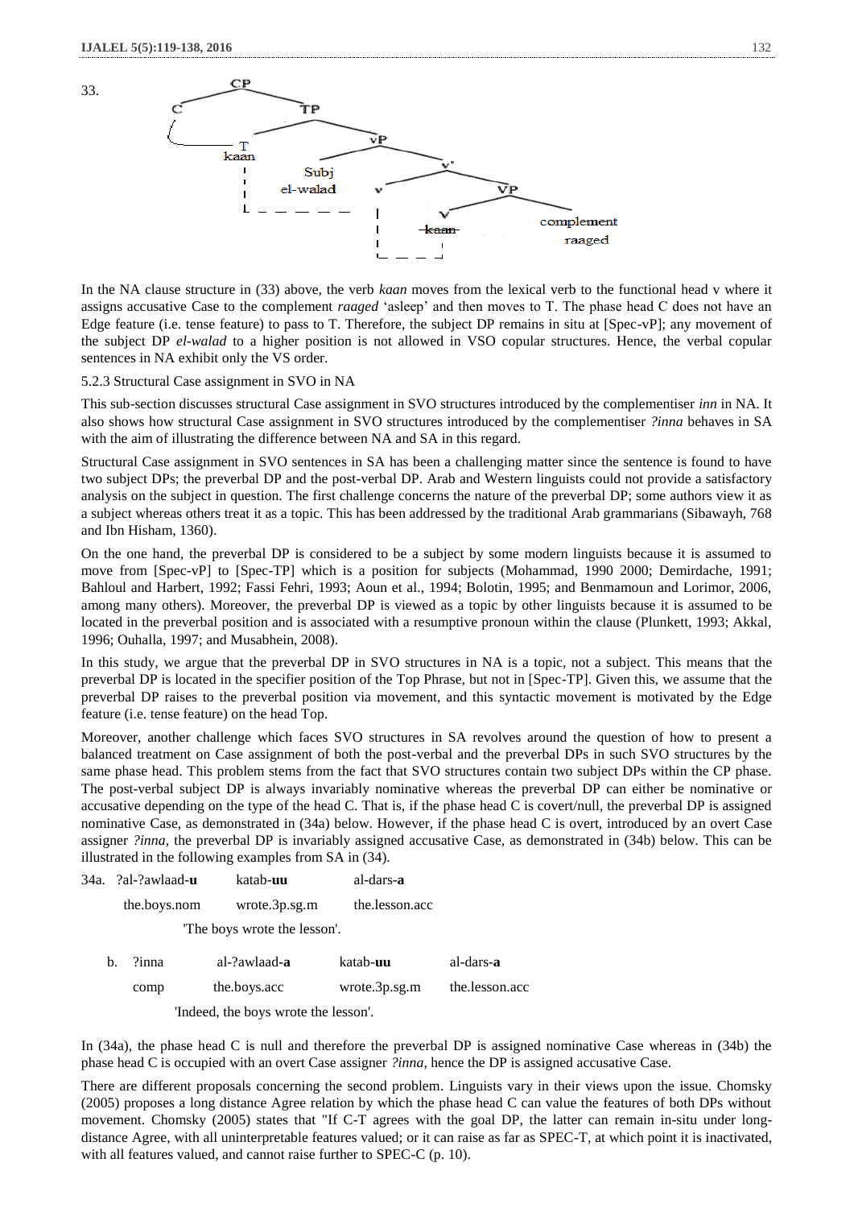33.

```
CP
├── C
└── TP
    ├── T
    │   kaan
    └── vP
        ├── Subj
        │   el-walad
        └── v'
            ├── v
            └── VP
                ├── V
                │   kaan (struck through)
                └── complement
                    raaged
```

In the NA clause structure in (33) above, the verb *kaan* moves from the lexical verb to the functional head v where it assigns accusative Case to the complement *raaged* 'asleep' and then moves to T. The phase head C does not have an Edge feature (i.e. tense feature) to pass to T. Therefore, the subject DP remains in situ at [Spec-vP]; any movement of the subject DP *el-walad* to a higher position is not allowed in VSO copular structures. Hence, the verbal copular sentences in NA exhibit only the VS order.

5.2.3 Structural Case assignment in SVO in NA

This sub-section discusses structural Case assignment in SVO structures introduced by the complementiser *inn* in NA. It also shows how structural Case assignment in SVO structures introduced by the complementiser *?inna* behaves in SA with the aim of illustrating the difference between NA and SA in this regard.

Structural Case assignment in SVO sentences in SA has been a challenging matter since the sentence is found to have two subject DPs; the preverbal DP and the post-verbal DP. Arab and Western linguists could not provide a satisfactory analysis on the subject in question. The first challenge concerns the nature of the preverbal DP; some authors view it as a subject whereas others treat it as a topic. This has been addressed by the traditional Arab grammarians (Sibawayh, 768 and Ibn Hisham, 1360).

On the one hand, the preverbal DP is considered to be a subject by some modern linguists because it is assumed to move from [Spec-vP] to [Spec-TP] which is a position for subjects (Mohammad, 1990 2000; Demirdache, 1991; Bahloul and Harbert, 1992; Fassi Fehri, 1993; Aoun et al., 1994; Bolotin, 1995; and Benmamoun and Lorimor, 2006, among many others). Moreover, the preverbal DP is viewed as a topic by other linguists because it is assumed to be located in the preverbal position and is associated with a resumptive pronoun within the clause (Plunkett, 1993; Akkal, 1996; Ouhalla, 1997; and Musabhein, 2008).

In this study, we argue that the preverbal DP in SVO structures in NA is a topic, not a subject. This means that the preverbal DP is located in the specifier position of the Top Phrase, but not in [Spec-TP]. Given this, we assume that the preverbal DP raises to the preverbal position via movement, and this syntactic movement is motivated by the Edge feature (i.e. tense feature) on the head Top.

Moreover, another challenge which faces SVO structures in SA revolves around the question of how to present a balanced treatment on Case assignment of both the post-verbal and the preverbal DPs in such SVO structures by the same phase head. This problem stems from the fact that SVO structures contain two subject DPs within the CP phase. The post-verbal subject DP is always invariably nominative whereas the preverbal DP can either be nominative or accusative depending on the type of the head C. That is, if the phase head C is covert/null, the preverbal DP is assigned nominative Case, as demonstrated in (34a) below. However, if the phase head C is overt, introduced by an overt Case assigner *?inna*, the preverbal DP is invariably assigned accusative Case, as demonstrated in (34b) below. This can be illustrated in the following examples from SA in (34).

34a. ?al-?awlaad-**u** katab-**uu** al-dars-**a**
 the.boys.nom wrote.3p.sg.m the.lesson.acc
 'The boys wrote the lesson'.

b. ?inna al-?awlaad-**a** katab-**uu** al-dars-**a**
 comp the.boys.acc wrote.3p.sg.m the.lesson.acc
 'Indeed, the boys wrote the lesson'.

In (34a), the phase head C is null and therefore the preverbal DP is assigned nominative Case whereas in (34b) the phase head C is occupied with an overt Case assigner *?inna*, hence the DP is assigned accusative Case.

There are different proposals concerning the second problem. Linguists vary in their views upon the issue. Chomsky (2005) proposes a long distance Agree relation by which the phase head C can value the features of both DPs without movement. Chomsky (2005) states that "If C-T agrees with the goal DP, the latter can remain in-situ under long-distance Agree, with all uninterpretable features valued; or it can raise as far as SPEC-T, at which point it is inactivated, with all features valued, and cannot raise further to SPEC-C (p. 10).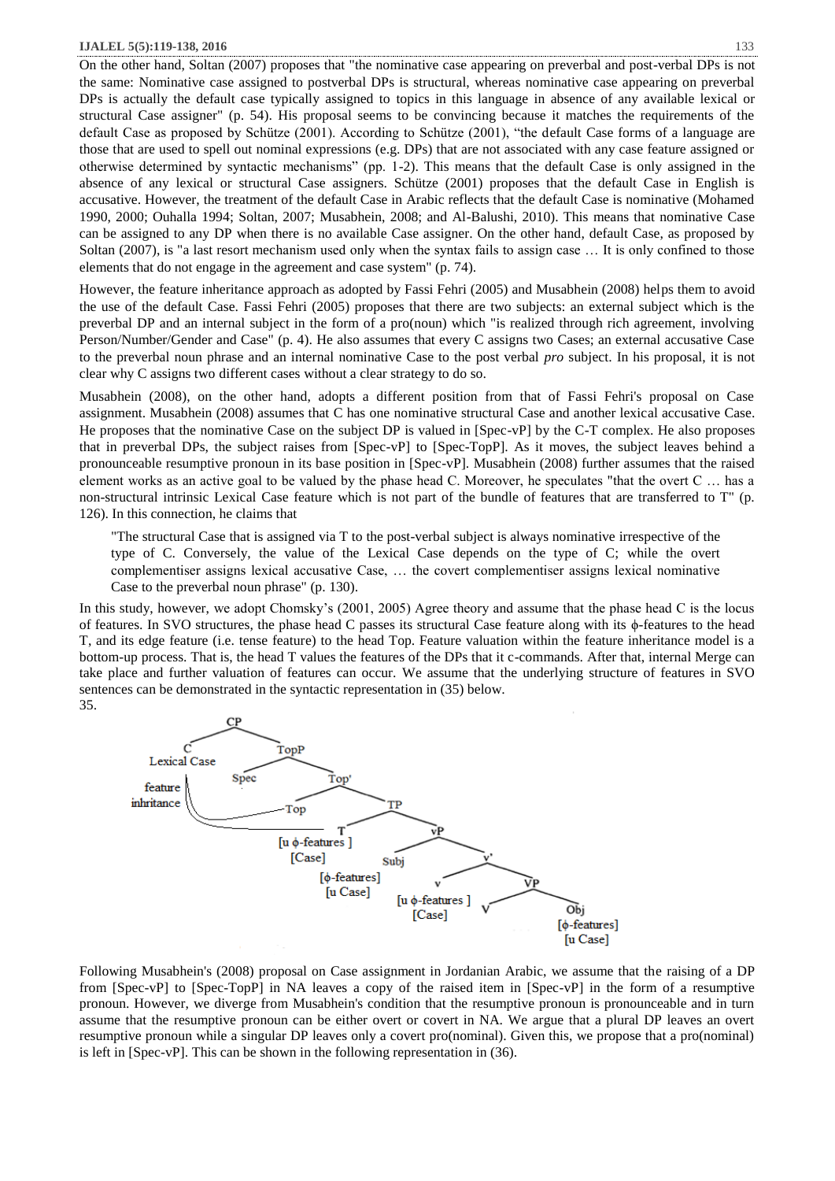On the other hand, Soltan (2007) proposes that "the nominative case appearing on preverbal and post-verbal DPs is not the same: Nominative case assigned to postverbal DPs is structural, whereas nominative case appearing on preverbal DPs is actually the default case typically assigned to topics in this language in absence of any available lexical or structural Case assigner" (p. 54). His proposal seems to be convincing because it matches the requirements of the default Case as proposed by Schütze (2001). According to Schütze (2001), "the default Case forms of a language are those that are used to spell out nominal expressions (e.g. DPs) that are not associated with any case feature assigned or otherwise determined by syntactic mechanisms" (pp. 1-2). This means that the default Case is only assigned in the absence of any lexical or structural Case assigners. Schütze (2001) proposes that the default Case in English is accusative. However, the treatment of the default Case in Arabic reflects that the default Case is nominative (Mohamed 1990, 2000; Ouhalla 1994; Soltan, 2007; Musabhein, 2008; and Al-Balushi, 2010). This means that nominative Case can be assigned to any DP when there is no available Case assigner. On the other hand, default Case, as proposed by Soltan (2007), is "a last resort mechanism used only when the syntax fails to assign case … It is only confined to those elements that do not engage in the agreement and case system" (p. 74).

However, the feature inheritance approach as adopted by Fassi Fehri (2005) and Musabhein (2008) helps them to avoid the use of the default Case. Fassi Fehri (2005) proposes that there are two subjects: an external subject which is the preverbal DP and an internal subject in the form of a pro(noun) which "is realized through rich agreement, involving Person/Number/Gender and Case" (p. 4). He also assumes that every C assigns two Cases; an external accusative Case to the preverbal noun phrase and an internal nominative Case to the post verbal *pro* subject. In his proposal, it is not clear why C assigns two different cases without a clear strategy to do so.

Musabhein (2008), on the other hand, adopts a different position from that of Fassi Fehri's proposal on Case assignment. Musabhein (2008) assumes that C has one nominative structural Case and another lexical accusative Case. He proposes that the nominative Case on the subject DP is valued in [Spec-vP] by the C-T complex. He also proposes that in preverbal DPs, the subject raises from [Spec-vP] to [Spec-TopP]. As it moves, the subject leaves behind a pronounceable resumptive pronoun in its base position in [Spec-vP]. Musabhein (2008) further assumes that the raised element works as an active goal to be valued by the phase head C. Moreover, he speculates "that the overt C … has a non-structural intrinsic Lexical Case feature which is not part of the bundle of features that are transferred to T" (p. 126). In this connection, he claims that

> "The structural Case that is assigned via T to the post-verbal subject is always nominative irrespective of the type of C. Conversely, the value of the Lexical Case depends on the type of C; while the overt complementiser assigns lexical accusative Case, … the covert complementiser assigns lexical nominative Case to the preverbal noun phrase" (p. 130).

In this study, however, we adopt Chomsky's (2001, 2005) Agree theory and assume that the phase head C is the locus of features. In SVO structures, the phase head C passes its structural Case feature along with its ϕ-features to the head T, and its edge feature (i.e. tense feature) to the head Top. Feature valuation within the feature inheritance model is a bottom-up process. That is, the head T values the features of the DPs that it c-commands. After that, internal Merge can take place and further valuation of features can occur. We assume that the underlying structure of features in SVO sentences can be demonstrated in the syntactic representation in (35) below.

35.

```
CP
├── C  [Lexical Case]   (feature inhritance → Top, T)
└── TopP
    ├── Spec
    └── Top'
        ├── Top
        └── TP
            ├── T  [u ϕ-features] [Case]
            └── vP
                ├── Subj  [ϕ-features] [u Case]
                └── v'
                    ├── v  [u ϕ-features] [Case]
                    └── VP
                        ├── V
                        └── Obj  [ϕ-features] [u Case]
```

Following Musabhein's (2008) proposal on Case assignment in Jordanian Arabic, we assume that the raising of a DP from [Spec-vP] to [Spec-TopP] in NA leaves a copy of the raised item in [Spec-vP] in the form of a resumptive pronoun. However, we diverge from Musabhein's condition that the resumptive pronoun is pronounceable and in turn assume that the resumptive pronoun can be either overt or covert in NA. We argue that a plural DP leaves an overt resumptive pronoun while a singular DP leaves only a covert pro(nominal). Given this, we propose that a pro(nominal) is left in [Spec-vP]. This can be shown in the following representation in (36).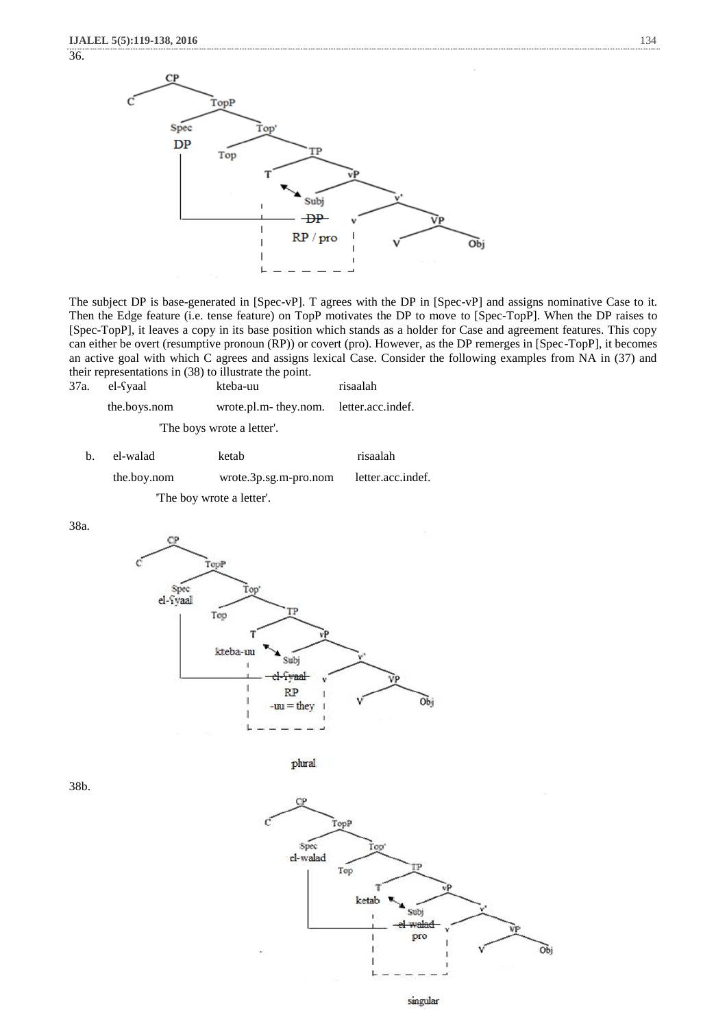36.

The subject DP is base-generated in [Spec-vP]. T agrees with the DP in [Spec-vP] and assigns nominative Case to it. Then the Edge feature (i.e. tense feature) on TopP motivates the DP to move to [Spec-TopP]. When the DP raises to [Spec-TopP], it leaves a copy in its base position which stands as a holder for Case and agreement features. This copy can either be overt (resumptive pronoun (RP)) or covert (pro). However, as the DP remerges in [Spec-TopP], it becomes an active goal with which C agrees and assigns lexical Case. Consider the following examples from NA in (37) and their representations in (38) to illustrate the point.

37a. el-ʕyaal kteba-uu risaalah
the.boys.nom wrote.pl.m- they.nom. letter.acc.indef.
'The boys wrote a letter'.

b. el-walad ketab risaalah
the.boy.nom wrote.3p.sg.m-pro.nom letter.acc.indef.
'The boy wrote a letter'.

38a.

plural

38b.

singular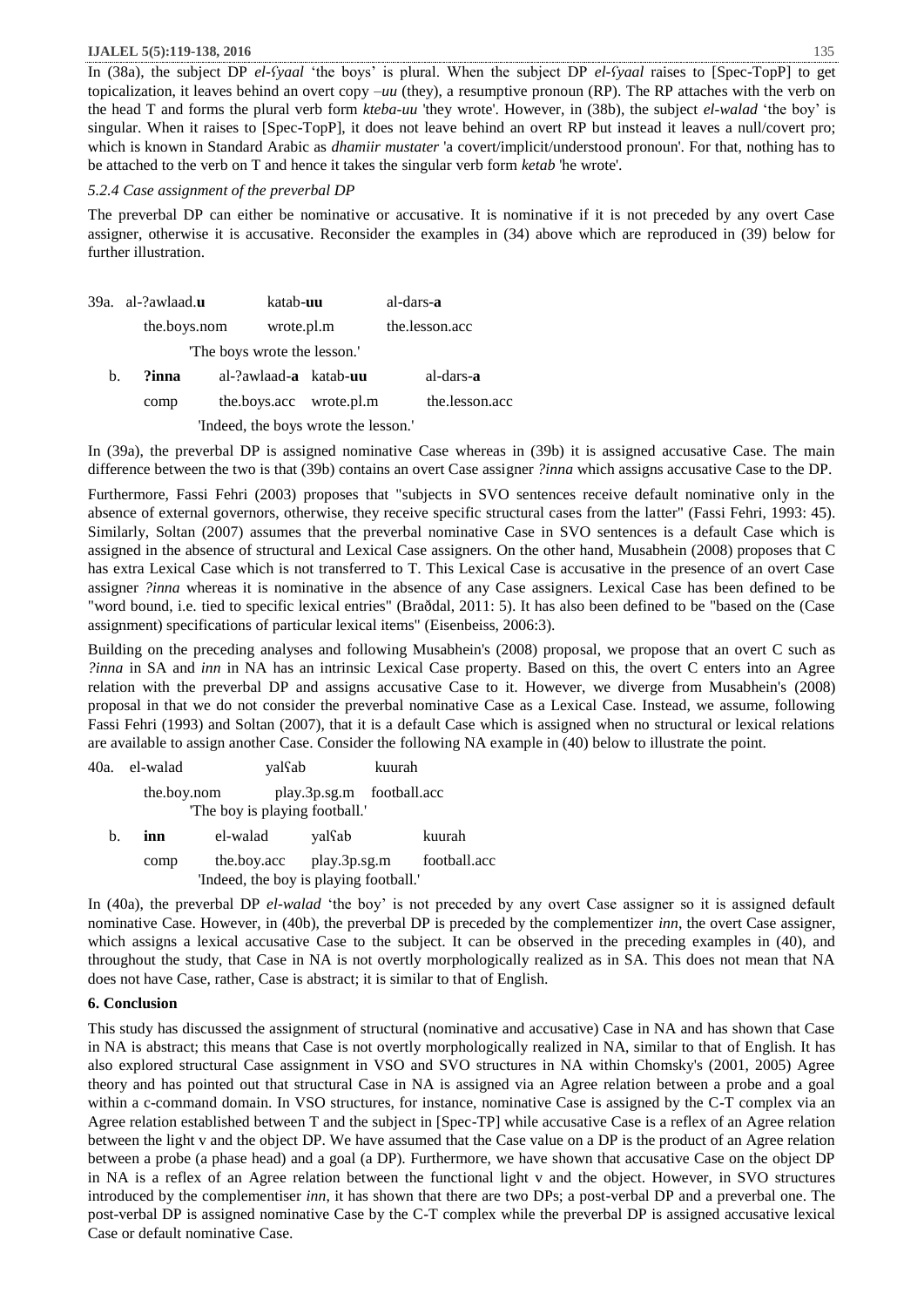In (38a), the subject DP *el-ʕyaal* 'the boys' is plural. When the subject DP *el-ʕyaal* raises to [Spec-TopP] to get topicalization, it leaves behind an overt copy –*uu* (they), a resumptive pronoun (RP). The RP attaches with the verb on the head T and forms the plural verb form *kteba-uu* 'they wrote'. However, in (38b), the subject *el-walad* 'the boy' is singular. When it raises to [Spec-TopP], it does not leave behind an overt RP but instead it leaves a null/covert pro; which is known in Standard Arabic as *dhamiir mustater* 'a covert/implicit/understood pronoun'. For that, nothing has to be attached to the verb on T and hence it takes the singular verb form *ketab* 'he wrote'.

*5.2.4 Case assignment of the preverbal DP*

The preverbal DP can either be nominative or accusative. It is nominative if it is not preceded by any overt Case assigner, otherwise it is accusative. Reconsider the examples in (34) above which are reproduced in (39) below for further illustration.

39a. al-?awlaad.**u** katab-**uu** al-dars-**a**

the.boys.nom wrote.pl.m the.lesson.acc

'The boys wrote the lesson.'

b. **?inna** al-?awlaad-**a** katab-**uu** al-dars-**a**

comp the.boys.acc wrote.pl.m the.lesson.acc

'Indeed, the boys wrote the lesson.'

In (39a), the preverbal DP is assigned nominative Case whereas in (39b) it is assigned accusative Case. The main difference between the two is that (39b) contains an overt Case assigner *?inna* which assigns accusative Case to the DP.

Furthermore, Fassi Fehri (2003) proposes that "subjects in SVO sentences receive default nominative only in the absence of external governors, otherwise, they receive specific structural cases from the latter" (Fassi Fehri, 1993: 45). Similarly, Soltan (2007) assumes that the preverbal nominative Case in SVO sentences is a default Case which is assigned in the absence of structural and Lexical Case assigners. On the other hand, Musabhein (2008) proposes that C has extra Lexical Case which is not transferred to T. This Lexical Case is accusative in the presence of an overt Case assigner *?inna* whereas it is nominative in the absence of any Case assigners. Lexical Case has been defined to be "word bound, i.e. tied to specific lexical entries" (Barðdal, 2011: 5). It has also been defined to be "based on the (Case assignment) specifications of particular lexical items" (Eisenbeiss, 2006:3).

Building on the preceding analyses and following Musabhein's (2008) proposal, we propose that an overt C such as *?inna* in SA and *inn* in NA has an intrinsic Lexical Case property. Based on this, the overt C enters into an Agree relation with the preverbal DP and assigns accusative Case to it. However, we diverge from Musabhein's (2008) proposal in that we do not consider the preverbal nominative Case as a Lexical Case. Instead, we assume, following Fassi Fehri (1993) and Soltan (2007), that it is a default Case which is assigned when no structural or lexical relations are available to assign another Case. Consider the following NA example in (40) below to illustrate the point.

40a. el-walad yalʕab kuurah

the.boy.nom play.3p.sg.m football.acc

'The boy is playing football.'

b. **inn** el-walad yalʕab kuurah

comp the.boy.acc play.3p.sg.m football.acc

'Indeed, the boy is playing football.'

In (40a), the preverbal DP *el-walad* 'the boy' is not preceded by any overt Case assigner so it is assigned default nominative Case. However, in (40b), the preverbal DP is preceded by the complementizer *inn*, the overt Case assigner, which assigns a lexical accusative Case to the subject. It can be observed in the preceding examples in (40), and throughout the study, that Case in NA is not overtly morphologically realized as in SA. This does not mean that NA does not have Case, rather, Case is abstract; it is similar to that of English.

## 6. Conclusion

This study has discussed the assignment of structural (nominative and accusative) Case in NA and has shown that Case in NA is abstract; this means that Case is not overtly morphologically realized in NA, similar to that of English. It has also explored structural Case assignment in VSO and SVO structures in NA within Chomsky's (2001, 2005) Agree theory and has pointed out that structural Case in NA is assigned via an Agree relation between a probe and a goal within a c-command domain. In VSO structures, for instance, nominative Case is assigned by the C-T complex via an Agree relation established between T and the subject in [Spec-TP] while accusative Case is a reflex of an Agree relation between the light v and the object DP. We have assumed that the Case value on a DP is the product of an Agree relation between a probe (a phase head) and a goal (a DP). Furthermore, we have shown that accusative Case on the object DP in NA is a reflex of an Agree relation between the functional light v and the object. However, in SVO structures introduced by the complementiser *inn*, it has shown that there are two DPs; a post-verbal DP and a preverbal one. The post-verbal DP is assigned nominative Case by the C-T complex while the preverbal DP is assigned accusative lexical Case or default nominative Case.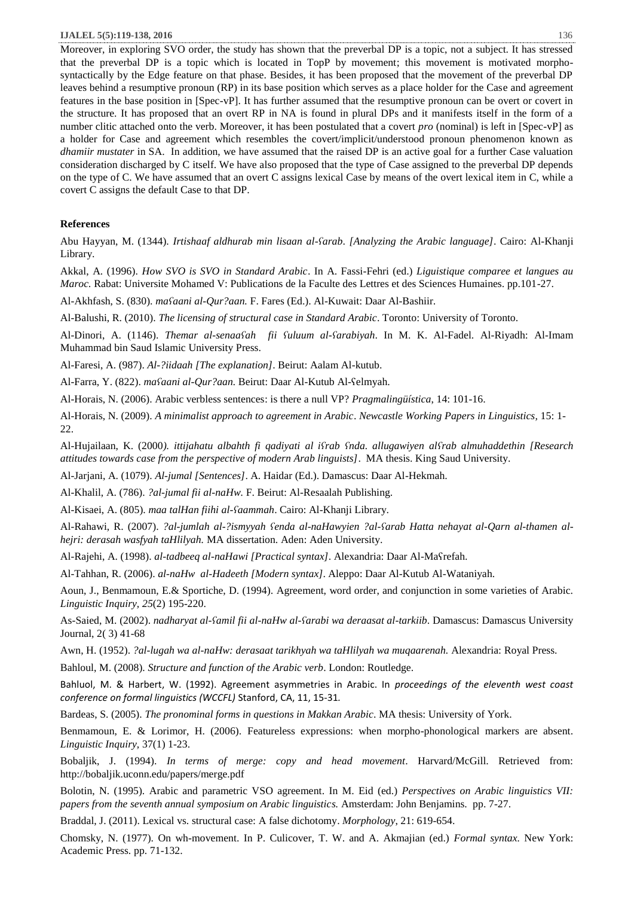Moreover, in exploring SVO order, the study has shown that the preverbal DP is a topic, not a subject. It has stressed that the preverbal DP is a topic which is located in TopP by movement; this movement is motivated morpho-syntactically by the Edge feature on that phase. Besides, it has been proposed that the movement of the preverbal DP leaves behind a resumptive pronoun (RP) in its base position which serves as a place holder for the Case and agreement features in the base position in [Spec-vP]. It has further assumed that the resumptive pronoun can be overt or covert in the structure. It has proposed that an overt RP in NA is found in plural DPs and it manifests itself in the form of a number clitic attached onto the verb. Moreover, it has been postulated that a covert *pro* (nominal) is left in [Spec-vP] as a holder for Case and agreement which resembles the covert/implicit/understood pronoun phenomenon known as *dhamiir mustater* in SA. In addition, we have assumed that the raised DP is an active goal for a further Case valuation consideration discharged by C itself. We have also proposed that the type of Case assigned to the preverbal DP depends on the type of C. We have assumed that an overt C assigns lexical Case by means of the overt lexical item in C, while a covert C assigns the default Case to that DP.

## References

Abu Hayyan, M. (1344). *Irtishaaf aldhurab min lisaan al-ʕarab. [Analyzing the Arabic language]*. Cairo: Al-Khanji Library.

Akkal, A. (1996). *How SVO is SVO in Standard Arabic*. In A. Fassi-Fehri (ed.) *Liguistique comparee et langues au Maroc.* Rabat: Universite Mohamed V: Publications de la Faculte des Lettres et des Sciences Humaines. pp.101-27.

Al-Akhfash, S. (830). *maʕaani al-Qur?aan.* F. Fares (Ed.). Al-Kuwait: Daar Al-Bashiir.

Al-Balushi, R. (2010). *The licensing of structural case in Standard Arabic*. Toronto: University of Toronto.

Al-Dinori, A. (1146). *Themar al-senaaʕah fii ʕuluum al-ʕarabiyah*. In M. K. Al-Fadel. Al-Riyadh: Al-Imam Muhammad bin Saud Islamic University Press.

Al-Faresi, A. (987). *Al-?iidaah [The explanation]*. Beirut: Aalam Al-kutub.

Al-Farra, Y. (822). *maʕaani al-Qur?aan.* Beirut: Daar Al-Kutub Al-ʕelmyah.

Al-Horais, N. (2006). Arabic verbless sentences: is there a null VP? *Pragmalingüística*, 14: 101-16.

Al-Horais, N. (2009). *A minimalist approach to agreement in Arabic*. *Newcastle Working Papers in Linguistics*, 15: 1-22.

Al-Hujailaan, K. (2000*). ittijahatu albahth fi qadiyati al iʕrab ʕnda. allugawiyen alʕrab almuhaddethin [Research attitudes towards case from the perspective of modern Arab linguists]*. MA thesis. King Saud University.

Al-Jarjani, A. (1079). *Al-jumal [Sentences]*. A. Haidar (Ed.). Damascus: Daar Al-Hekmah.

Al-Khalil, A. (786). *?al-jumal fii al-naHw.* F. Beirut: Al-Resaalah Publishing.

Al-Kisaei, A. (805). *maa talHan fiihi al-ʕaammah*. Cairo: Al-Khanji Library.

Al-Rahawi, R. (2007). *?al-jumlah al-?ismyyah ʕenda al-naHawyien ?al-ʕarab Hatta nehayat al-Qarn al-thamen al-hejri: derasah wasfyah taHlilyah.* MA dissertation. Aden: Aden University.

Al-Rajehi, A. (1998). *al-tadbeeq al-naHawi [Practical syntax]*. Alexandria: Daar Al-Maʕrefah.

Al-Tahhan, R. (2006). *al-naHw al-Hadeeth [Modern syntax]*. Aleppo: Daar Al-Kutub Al-Wataniyah.

Aoun, J., Benmamoun, E.& Sportiche, D. (1994). Agreement, word order, and conjunction in some varieties of Arabic. *Linguistic Inquiry, 25*(2) 195-220.

As-Saied, M. (2002). *nadharyat al-ʕamil fii al-naHw al-ʕarabi wa deraasat al-tarkiib*. Damascus: Damascus University Journal, 2( 3) 41-68

Awn, H. (1952). *?al-lugah wa al-naHw: derasaat tarikhyah wa taHlilyah wa muqaarenah.* Alexandria: Royal Press.

Bahloul, M. (2008). *Structure and function of the Arabic verb*. London: Routledge.

Bahluol, M. & Harbert, W. (1992). Agreement asymmetries in Arabic. In *proceedings of the eleventh west coast conference on formal linguistics (WCCFL)* Stanford, CA, 11, 15-31.

Bardeas, S. (2005). *The pronominal forms in questions in Makkan Arabic*. MA thesis: University of York.

Benmamoun, E. & Lorimor, H. (2006). Featureless expressions: when morpho-phonological markers are absent. *Linguistic Inquiry,* 37(1) 1-23.

Bobaljik, J. (1994). *In terms of merge: copy and head movement*. Harvard/McGill. Retrieved from: http://bobaljik.uconn.edu/papers/merge.pdf

Bolotin, N. (1995). Arabic and parametric VSO agreement. In M. Eid (ed.) *Perspectives on Arabic linguistics VII: papers from the seventh annual symposium on Arabic linguistics.* Amsterdam: John Benjamins. pp. 7-27.

Braddal, J. (2011). Lexical vs. structural case: A false dichotomy. *Morphology*, 21: 619-654.

Chomsky, N. (1977). On wh-movement. In P. Culicover, T. W. and A. Akmajian (ed.) *Formal syntax.* New York: Academic Press. pp. 71-132.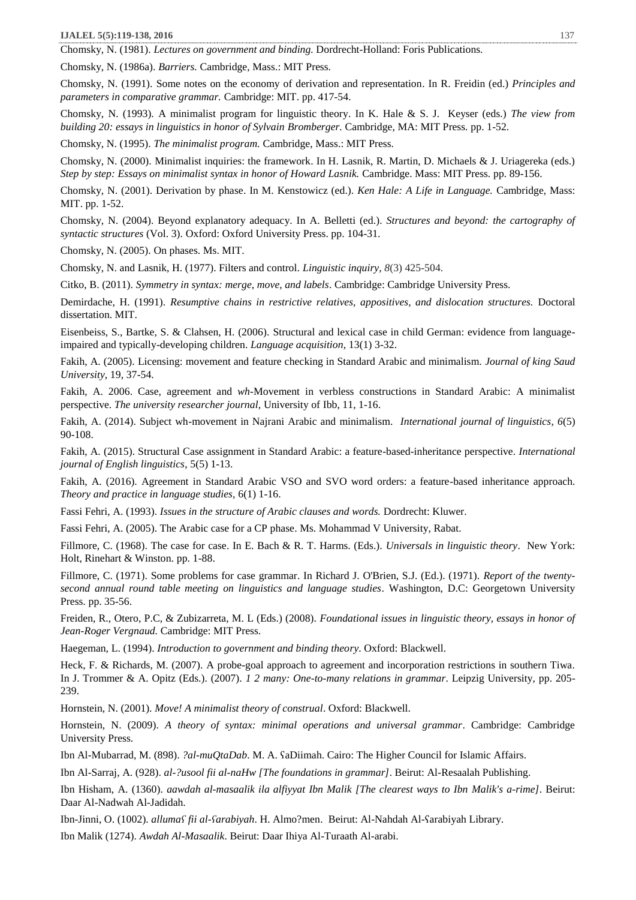Chomsky, N. (1981). *Lectures on government and binding.* Dordrecht-Holland: Foris Publications.

Chomsky, N. (1986a). *Barriers.* Cambridge, Mass.: MIT Press.

Chomsky, N. (1991). Some notes on the economy of derivation and representation. In R. Freidin (ed.) *Principles and parameters in comparative grammar.* Cambridge: MIT. pp. 417-54.

Chomsky, N. (1993). A minimalist program for linguistic theory. In K. Hale & S. J. Keyser (eds.) *The view from building 20: essays in linguistics in honor of Sylvain Bromberger.* Cambridge, MA: MIT Press. pp. 1-52.

Chomsky, N. (1995). *The minimalist program.* Cambridge, Mass.: MIT Press.

Chomsky, N. (2000). Minimalist inquiries: the framework. In H. Lasnik, R. Martin, D. Michaels & J. Uriagereka (eds.) *Step by step: Essays on minimalist syntax in honor of Howard Lasnik.* Cambridge. Mass: MIT Press. pp. 89-156.

Chomsky, N. (2001). Derivation by phase. In M. Kenstowicz (ed.). *Ken Hale: A Life in Language.* Cambridge, Mass: MIT. pp. 1-52.

Chomsky, N. (2004). Beyond explanatory adequacy. In A. Belletti (ed.). *Structures and beyond: the cartography of syntactic structures* (Vol. 3). Oxford: Oxford University Press. pp. 104-31.

Chomsky, N. (2005). On phases. Ms. MIT.

Chomsky, N. and Lasnik, H. (1977). Filters and control. *Linguistic inquiry, 8*(3) 425-504.

Citko, B. (2011). *Symmetry in syntax: merge, move, and labels*. Cambridge: Cambridge University Press.

Demirdache, H. (1991). *Resumptive chains in restrictive relatives, appositives, and dislocation structures.* Doctoral dissertation. MIT.

Eisenbeiss, S., Bartke, S. & Clahsen, H. (2006). Structural and lexical case in child German: evidence from language-impaired and typically-developing children. *Language acquisition*, 13(1) 3-32.

Fakih, A. (2005). Licensing: movement and feature checking in Standard Arabic and minimalism. *Journal of king Saud University*, 19, 37-54.

Fakih, A. 2006. Case, agreement and *wh*-Movement in verbless constructions in Standard Arabic: A minimalist perspective. *The university researcher journal,* University of Ibb, 11, 1-16.

Fakih, A. (2014). Subject wh-movement in Najrani Arabic and minimalism. *International journal of linguistics, 6*(5) 90-108.

Fakih, A. (2015). Structural Case assignment in Standard Arabic: a feature-based-inheritance perspective. *International journal of English linguistics*, 5(5) 1-13.

Fakih, A. (2016). Agreement in Standard Arabic VSO and SVO word orders: a feature-based inheritance approach. *Theory and practice in language studies,* 6(1) 1-16.

Fassi Fehri, A. (1993). *Issues in the structure of Arabic clauses and words.* Dordrecht: Kluwer.

Fassi Fehri, A. (2005). The Arabic case for a CP phase. Ms. Mohammad V University, Rabat.

Fillmore, C. (1968). The case for case. In E. Bach & R. T. Harms. (Eds.). *Universals in linguistic theory*. New York: Holt, Rinehart & Winston. pp. 1-88.

Fillmore, C. (1971). Some problems for case grammar. In Richard J. O'Brien, S.J. (Ed.). (1971). *Report of the twenty-second annual round table meeting on linguistics and language studies*. Washington, D.C: Georgetown University Press. pp. 35-56.

Freiden, R., Otero, P.C, & Zubizarreta, M. L (Eds.) (2008). *Foundational issues in linguistic theory, essays in honor of Jean-Roger Vergnaud.* Cambridge: MIT Press.

Haegeman, L. (1994). *Introduction to government and binding theory*. Oxford: Blackwell.

Heck, F. & Richards, M. (2007). A probe-goal approach to agreement and incorporation restrictions in southern Tiwa. In J. Trommer & A. Opitz (Eds.). (2007). *1 2 many: One-to-many relations in grammar*. Leipzig University, pp. 205-239.

Hornstein, N. (2001). *Move! A minimalist theory of construal*. Oxford: Blackwell.

Hornstein, N. (2009). *A theory of syntax: minimal operations and universal grammar*. Cambridge: Cambridge University Press.

Ibn Al-Mubarrad, M. (898). *ʔal-muQtaDab*. M. A. ʕaDiimah. Cairo: The Higher Council for Islamic Affairs.

Ibn Al-Sarraj, A. (928). *al-ʔusool fii al-naHw [The foundations in grammar]*. Beirut: Al-Resaalah Publishing.

Ibn Hisham, A. (1360). *aawdah al-masaalik ila alfiyyat Ibn Malik [The clearest ways to Ibn Malik's a-rime]*. Beirut: Daar Al-Nadwah Al-Jadidah.

Ibn-Jinni, O. (1002). *allumaʕ fii al-ʕarabiyah*. H. Almo?men. Beirut: Al-Nahdah Al-ʕarabiyah Library.

Ibn Malik (1274). *Awdah Al-Masaalik*. Beirut: Daar Ihiya Al-Turaath Al-arabi.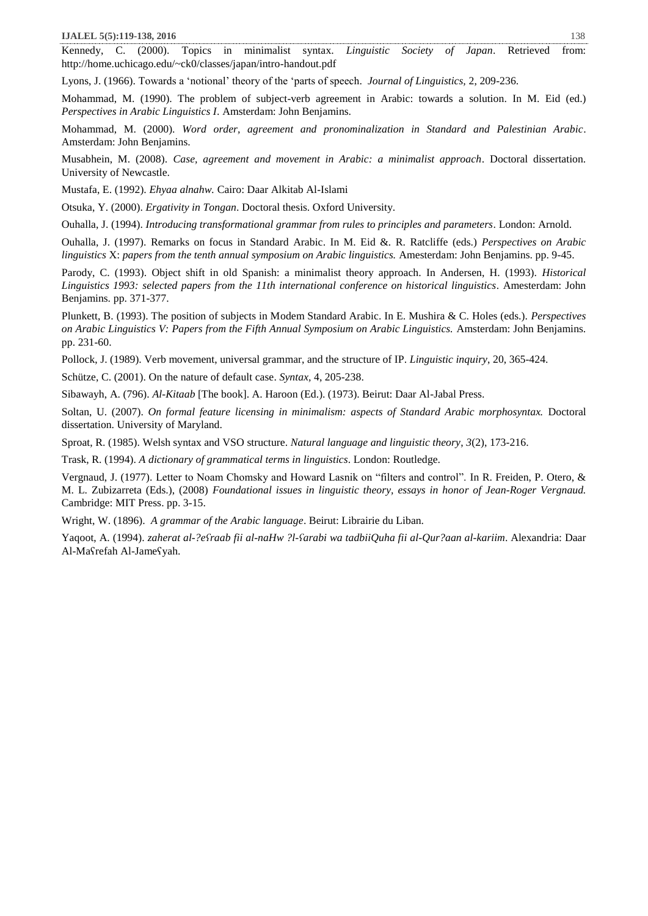Kennedy, C. (2000). Topics in minimalist syntax. *Linguistic Society of Japan*. Retrieved from: http://home.uchicago.edu/~ck0/classes/japan/intro-handout.pdf

Lyons, J. (1966). Towards a 'notional' theory of the 'parts of speech. *Journal of Linguistics*, 2, 209-236.

Mohammad, M. (1990). The problem of subject-verb agreement in Arabic: towards a solution. In M. Eid (ed.) *Perspectives in Arabic Linguistics I*. Amsterdam: John Benjamins.

Mohammad, M. (2000). *Word order, agreement and pronominalization in Standard and Palestinian Arabic*. Amsterdam: John Benjamins.

Musabhein, M. (2008). *Case, agreement and movement in Arabic: a minimalist approach*. Doctoral dissertation. University of Newcastle.

Mustafa, E. (1992). *Ehyaa alnahw.* Cairo: Daar Alkitab Al-Islami

Otsuka, Y. (2000). *Ergativity in Tongan*. Doctoral thesis. Oxford University.

Ouhalla, J. (1994). *Introducing transformational grammar from rules to principles and parameters*. London: Arnold.

Ouhalla, J. (1997). Remarks on focus in Standard Arabic. In M. Eid &. R. Ratcliffe (eds.) *Perspectives on Arabic linguistics* X: *papers from the tenth annual symposium on Arabic linguistics.* Amesterdam: John Benjamins. pp. 9-45.

Parody, C. (1993). Object shift in old Spanish: a minimalist theory approach. In Andersen, H. (1993). *Historical Linguistics 1993: selected papers from the 11th international conference on historical linguistics*. Amesterdam: John Benjamins. pp. 371-377.

Plunkett, B. (1993). The position of subjects in Modem Standard Arabic. In E. Mushira & C. Holes (eds.). *Perspectives on Arabic Linguistics V: Papers from the Fifth Annual Symposium on Arabic Linguistics.* Amsterdam: John Benjamins. pp. 231-60.

Pollock, J. (1989). Verb movement, universal grammar, and the structure of IP. *Linguistic inquiry*, 20, 365-424.

Schütze, C. (2001). On the nature of default case. *Syntax*, 4, 205-238.

Sibawayh, A. (796). *Al-Kitaab* [The book]. A. Haroon (Ed.). (1973). Beirut: Daar Al-Jabal Press.

Soltan, U. (2007). *On formal feature licensing in minimalism: aspects of Standard Arabic morphosyntax.* Doctoral dissertation. University of Maryland.

Sproat, R. (1985). Welsh syntax and VSO structure. *Natural language and linguistic theory*, *3*(2), 173-216.

Trask, R. (1994). *A dictionary of grammatical terms in linguistics*. London: Routledge.

Vergnaud, J. (1977). Letter to Noam Chomsky and Howard Lasnik on "filters and control". In R. Freiden, P. Otero, & M. L. Zubizarreta (Eds.), (2008) *Foundational issues in linguistic theory, essays in honor of Jean-Roger Vergnaud.* Cambridge: MIT Press. pp. 3-15.

Wright, W. (1896). *A grammar of the Arabic language*. Beirut: Librairie du Liban.

Yaqoot, A. (1994). *zaherat al-?eʕraab fii al-naHw ?l-ʕarabi wa tadbiiQuha fii al-Qur?aan al-kariim*. Alexandria: Daar Al-Maʕrefah Al-Jameʕyah.